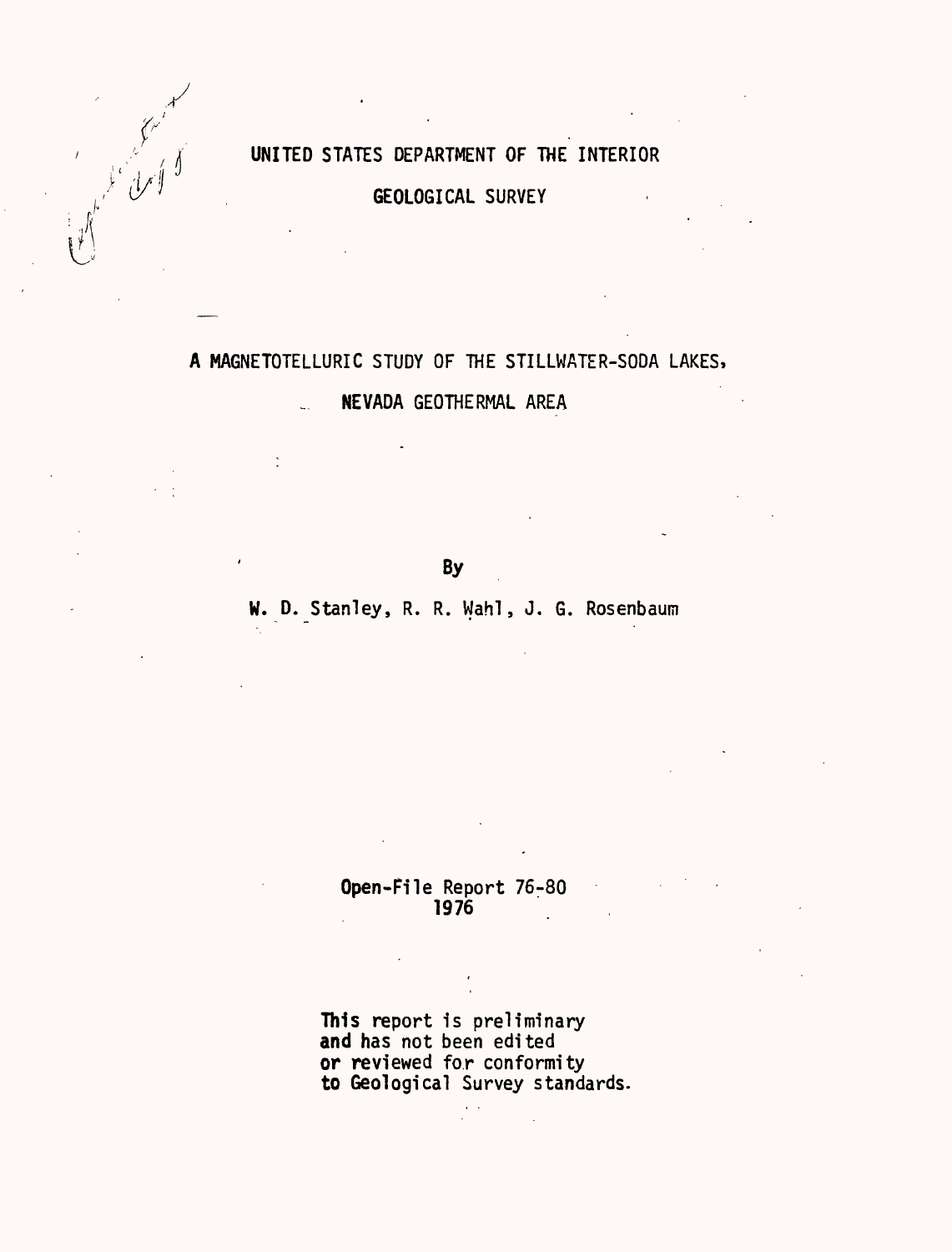UNITED STATES DEPARTMENT OF THE INTERIOR

GEOLOGICAL SURVEY

# A MAGNETOTELLURIC STUDY OF THE STILLWATER-SODA LAKES, NEVADA GEOTHERMAL AREA

By

W. D. Stanley, R. R. Wahl, J. G. Rosenbaum

Open-File Report 76-80
1976

This report is preliminary
and has not been edited
or reviewed for conformity
to Geological Survey standards.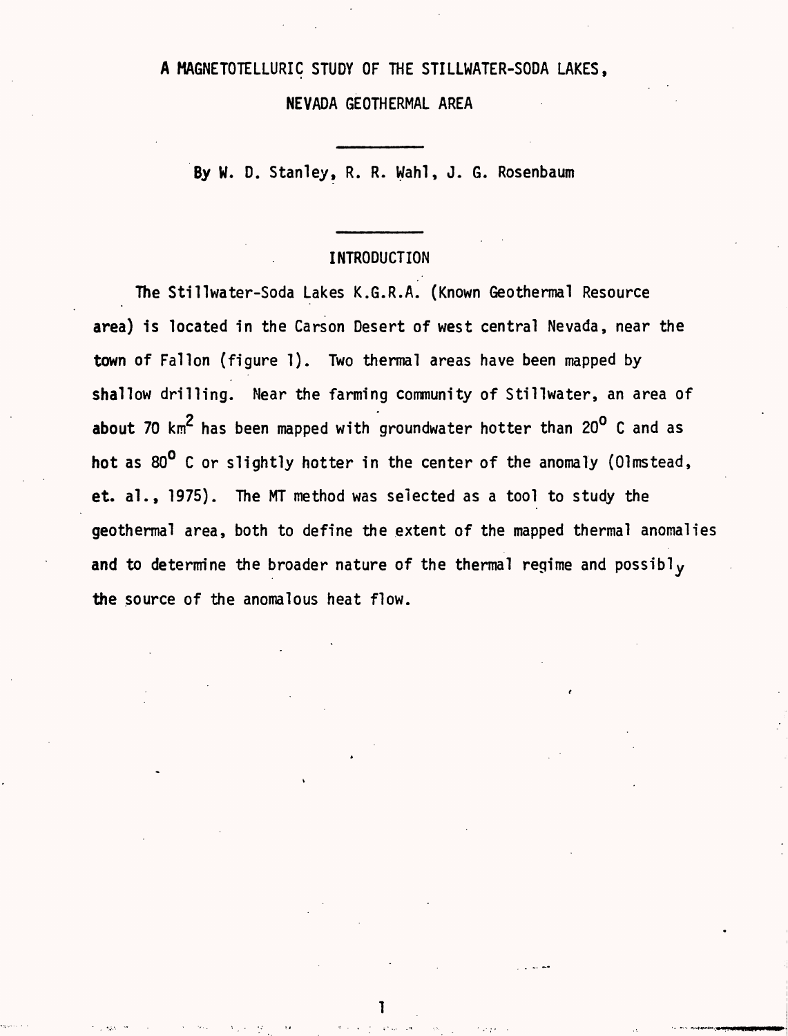# A MAGNETOTELLURIC STUDY OF THE STILLWATER-SODA LAKES, NEVADA GEOTHERMAL AREA

By W. D. Stanley, R. R. Wahl, J. G. Rosenbaum

## INTRODUCTION

The Stillwater-Soda Lakes K.G.R.A. (Known Geothermal Resource area) is located in the Carson Desert of west central Nevada, near the town of Fallon (figure 1). Two thermal areas have been mapped by shallow drilling. Near the farming community of Stillwater, an area of about 70 $km^2$ has been mapped with groundwater hotter than $20^{o}$ C and as hot as $80^{o}$ C or slightly hotter in the center of the anomaly (Olmstead, et. al., 1975). The MT method was selected as a tool to study the geothermal area, both to define the extent of the mapped thermal anomalies and to determine the broader nature of the thermal regime and possibly the source of the anomalous heat flow.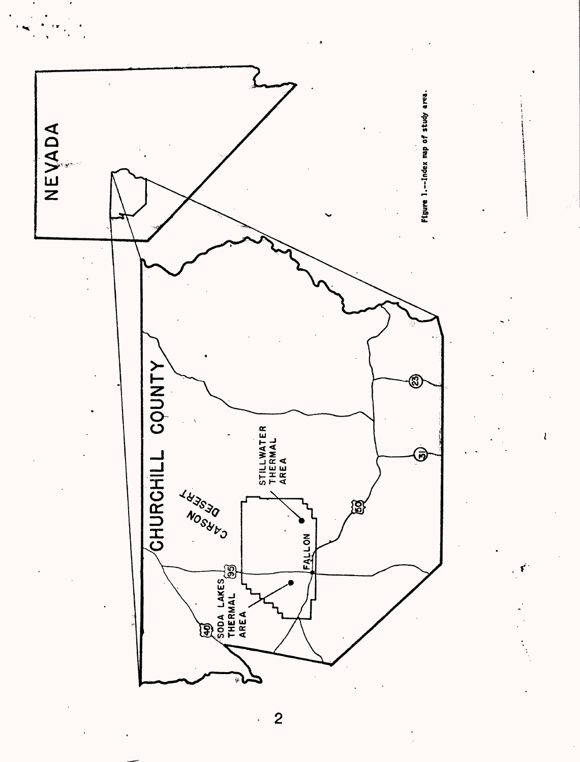Figure 1.--Index map of study area.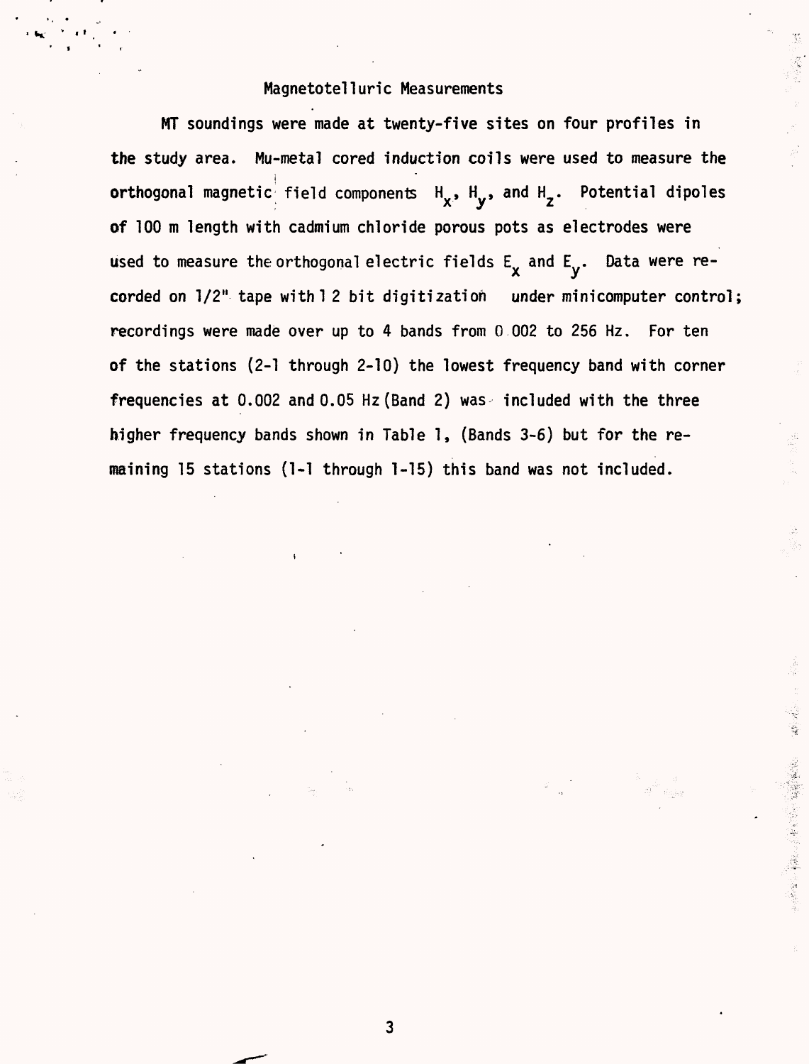## Magnetotelluric Measurements

MT soundings were made at twenty-five sites on four profiles in the study area. Mu-metal cored induction coils were used to measure the orthogonal magnetic field components $H_x$, $H_y$, and $H_z$. Potential dipoles of 100 m length with cadmium chloride porous pots as electrodes were used to measure the orthogonal electric fields $E_x$ and $E_y$. Data were recorded on 1/2" tape with 12 bit digitization under minicomputer control; recordings were made over up to 4 bands from 0.002 to 256 Hz. For ten of the stations (2-1 through 2-10) the lowest frequency band with corner frequencies at 0.002 and 0.05 Hz (Band 2) was included with the three higher frequency bands shown in Table 1, (Bands 3-6) but for the remaining 15 stations (1-1 through 1-15) this band was not included.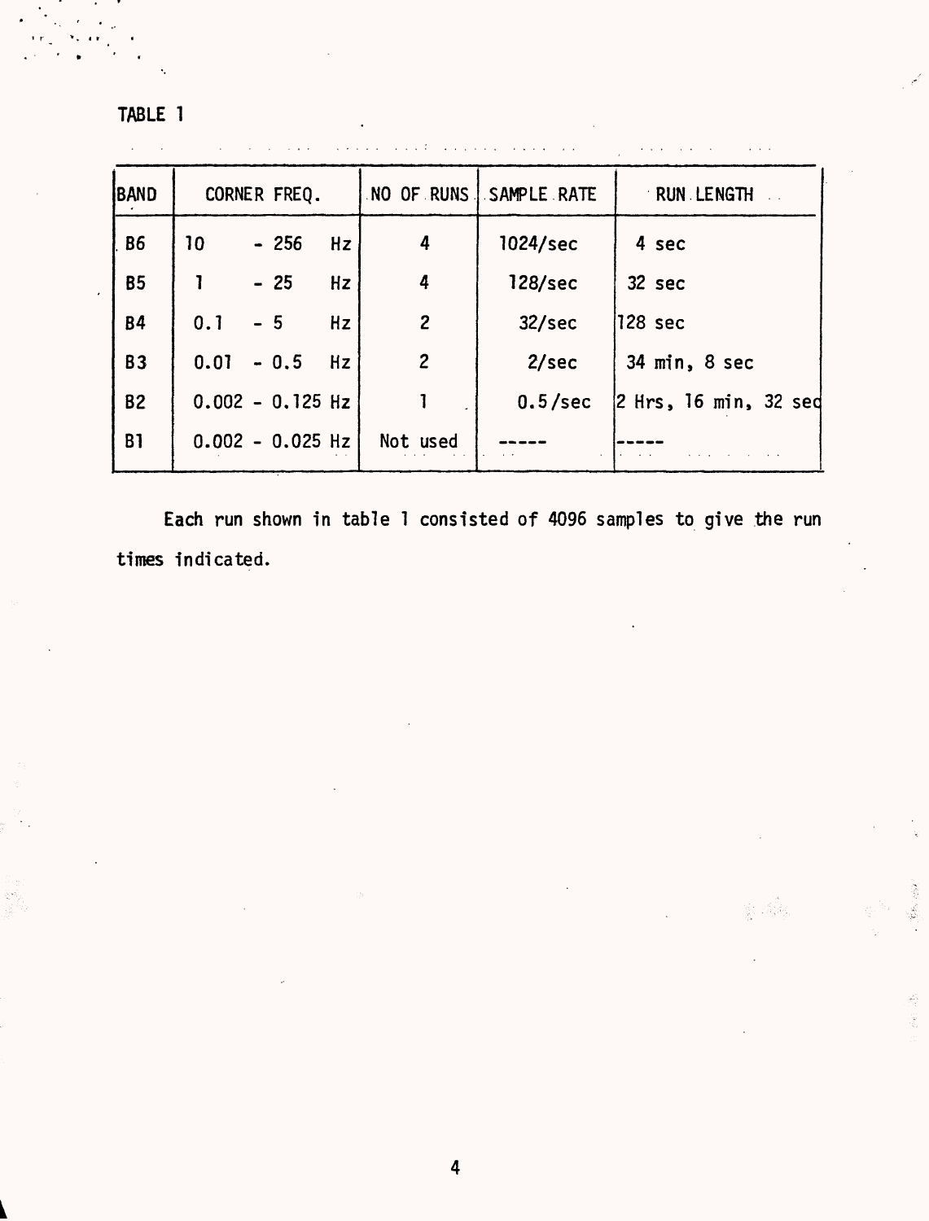TABLE 1

| BAND | CORNER FREQ. | NO OF RUNS | SAMPLE RATE | RUN LENGTH |
|---|---|---|---|---|
| B6 | 10 - 256 Hz | 4 | 1024/sec | 4 sec |
| B5 | 1 - 25 Hz | 4 | 128/sec | 32 sec |
| B4 | 0.1 - 5 Hz | 2 | 32/sec | 128 sec |
| B3 | 0.01 - 0.5 Hz | 2 | 2/sec | 34 min, 8 sec |
| B2 | 0.002 - 0.125 Hz | 1 | 0.5/sec | 2 Hrs, 16 min, 32 sec |
| B1 | 0.002 - 0.025 Hz | Not used | ----- | ----- |

Each run shown in table 1 consisted of 4096 samples to give the run times indicated.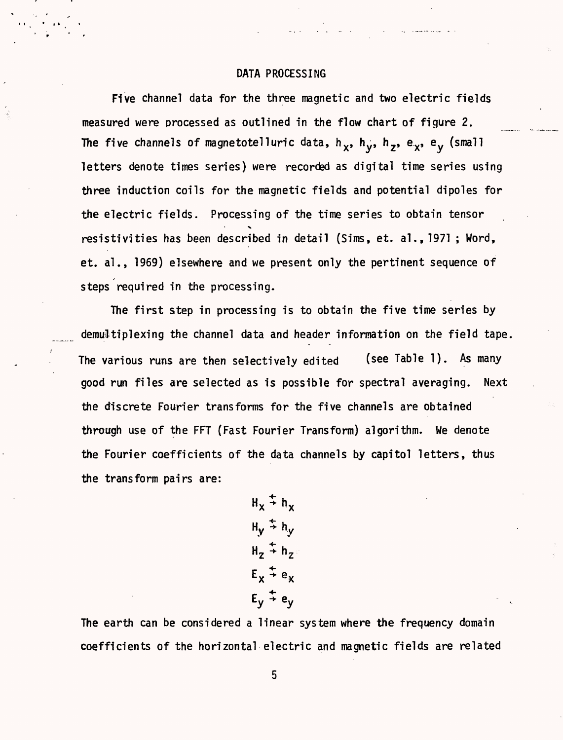## DATA PROCESSING

Five channel data for the three magnetic and two electric fields measured were processed as outlined in the flow chart of figure 2. The five channels of magnetotelluric data, $h_x$, $h_y$, $h_z$, $e_x$, $e_y$ (small letters denote times series) were recorded as digital time series using three induction coils for the magnetic fields and potential dipoles for the electric fields. Processing of the time series to obtain tensor resistivities has been described in detail (Sims, et. al., 1971 ; Word, et. al., 1969) elsewhere and we present only the pertinent sequence of steps required in the processing.

The first step in processing is to obtain the five time series by demultiplexing the channel data and header information on the field tape. The various runs are then selectively edited (see Table 1). As many good run files are selected as is possible for spectral averaging. Next the discrete Fourier transforms for the five channels are obtained through use of the FFT (Fast Fourier Transform) algorithm. We denote the Fourier coefficients of the data channels by capitol letters, thus the transform pairs are:

$$H_x \leftrightarrows h_x$$

$$H_y \leftrightarrows h_y$$

$$H_z \leftrightarrows h_z$$

$$E_x \leftrightarrows e_x$$

$$E_y \leftrightarrows e_y$$

The earth can be considered a linear system where the frequency domain coefficients of the horizontal electric and magnetic fields are related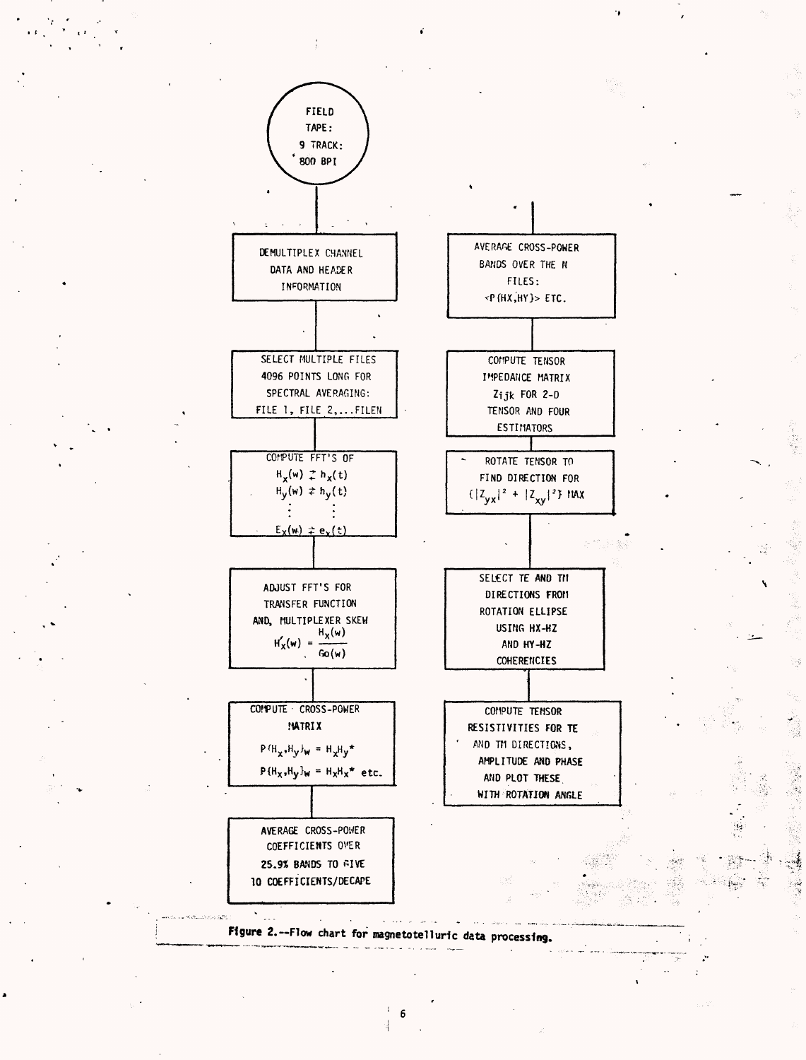FIELD TAPE: 9 TRACK: 800 BPI

DEMULTIPLEX CHANNEL DATA AND HEADER INFORMATION

SELECT MULTIPLE FILES 4096 POINTS LONG FOR SPECTRAL AVERAGING: FILE 1, FILE 2,...FILEN

COMPUTE FFT'S OF

$H_x(w) \rightleftarrows h_x(t)$

$H_y(w) \rightleftarrows h_y(t)$

$\vdots \quad \vdots$

$E_x(w) \rightleftarrows e_x(t)$

ADJUST FFT'S FOR TRANSFER FUNCTION AND, MULTIPLEXER SKEW

$$H_x'(w) = \frac{H_x(w)}{Go(w)}$$

COMPUTE CROSS-POWER MATRIX

$P(H_x,H_y)_w = H_x H_y^*$

$P(H_x,H_y)_w = H_x H_x^*$ etc.

AVERAGE CROSS-POWER COEFFICIENTS OVER 25.9% BANDS TO FIVE 10 COEFFICIENTS/DECADE

AVERAGE CROSS-POWER BANDS OVER THE N FILES: <P(HX,HY)> ETC.

COMPUTE TENSOR IMPEDANCE MATRIX $Z_{ijk}$ FOR 2-D TENSOR AND FOUR ESTIMATORS

ROTATE TENSOR TO FIND DIRECTION FOR $\{|Z_{yx}|^2 + |Z_{xy}|^2\}$ MAX

SELECT TE AND TM DIRECTIONS FROM ROTATION ELLIPSE USING HX-HZ AND HY-HZ COHERENCIES

COMPUTE TENSOR RESISTIVITIES FOR TE AND TM DIRECTIONS, AMPLITUDE AND PHASE AND PLOT THESE WITH ROTATION ANGLE

**Figure 2.--Flow chart for magnetotelluric data processing.**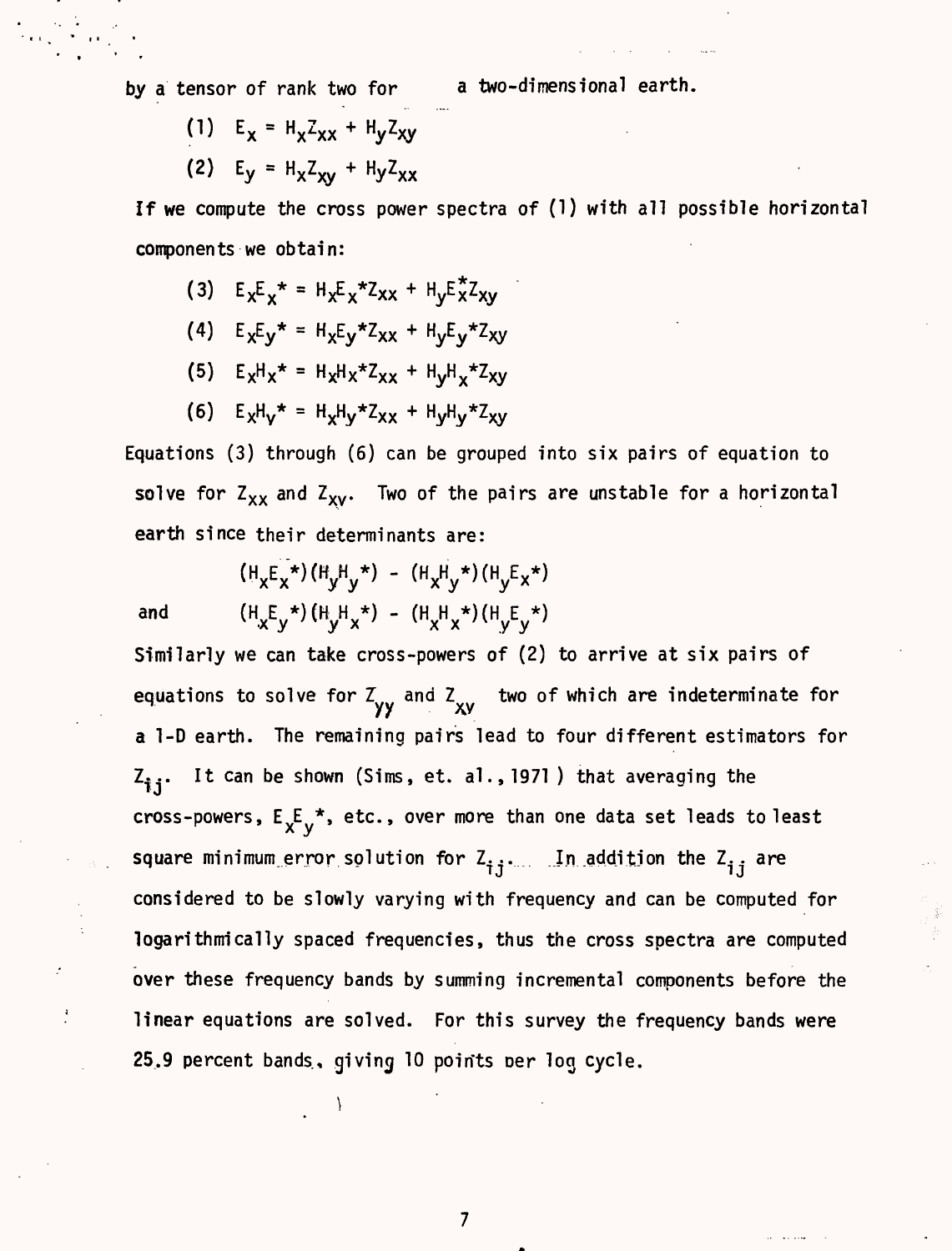by a tensor of rank two for a two-dimensional earth.

$$(1) \quad E_x = H_x Z_{xx} + H_y Z_{xy}$$

$$(2) \quad E_y = H_x Z_{xy} + H_y Z_{xx}$$

If we compute the cross power spectra of (1) with all possible horizontal components we obtain:

$$(3) \quad E_x E_x{}^* = H_x E_x{}^* Z_{xx} + H_y E_x^* Z_{xy}$$

$$(4) \quad E_x E_y{}^* = H_x E_y{}^* Z_{xx} + H_y E_y{}^* Z_{xy}$$

$$(5) \quad E_x H_x{}^* = H_x H_x{}^* Z_{xx} + H_y H_x{}^* Z_{xy}$$

$$(6) \quad E_x H_y{}^* = H_x H_y{}^* Z_{xx} + H_y H_y{}^* Z_{xy}$$

Equations (3) through (6) can be grouped into six pairs of equation to solve for $Z_{xx}$ and $Z_{xy}$. Two of the pairs are unstable for a horizontal earth since their determinants are:

$$(H_x E_x{}^*)(H_y H_y{}^*) - (H_x H_y{}^*)(H_y E_x{}^*)$$

and

$$(H_x E_y{}^*)(H_y H_x{}^*) - (H_x H_x{}^*)(H_y E_y{}^*)$$

Similarly we can take cross-powers of (2) to arrive at six pairs of equations to solve for $Z_{yy}$ and $Z_{xy}$ two of which are indeterminate for a 1-D earth. The remaining pairs lead to four different estimators for $Z_{ij}$. It can be shown (Sims, et. al., 1971 ) that averaging the cross-powers, $E_x E_y{}^*$, etc., over more than one data set leads to least square minimum error solution for $Z_{ij}$. In addition the $Z_{ij}$ are considered to be slowly varying with frequency and can be computed for logarithmically spaced frequencies, thus the cross spectra are computed over these frequency bands by summing incremental components before the linear equations are solved. For this survey the frequency bands were 25.9 percent bands, giving 10 points per log cycle.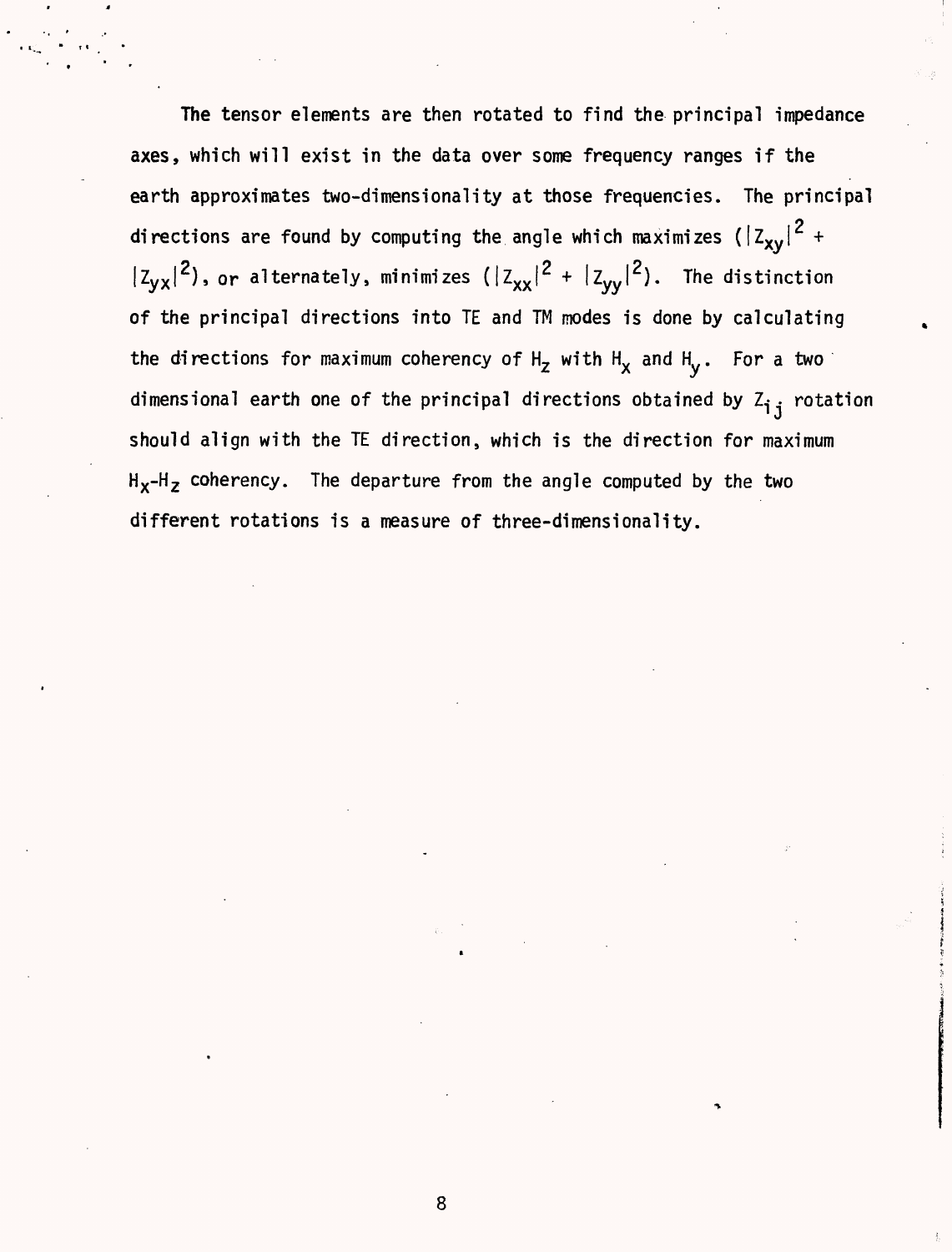The tensor elements are then rotated to find the principal impedance axes, which will exist in the data over some frequency ranges if the earth approximates two-dimensionality at those frequencies. The principal directions are found by computing the angle which maximizes $(|Z_{xy}|^2 + |Z_{yx}|^2)$, or alternately, minimizes $(|Z_{xx}|^2 + |Z_{yy}|^2)$. The distinction of the principal directions into TE and TM modes is done by calculating the directions for maximum coherency of $H_z$ with $H_x$ and $H_y$. For a two dimensional earth one of the principal directions obtained by $Z_{ij}$ rotation should align with the TE direction, which is the direction for maximum $H_x$-$H_z$ coherency. The departure from the angle computed by the two different rotations is a measure of three-dimensionality.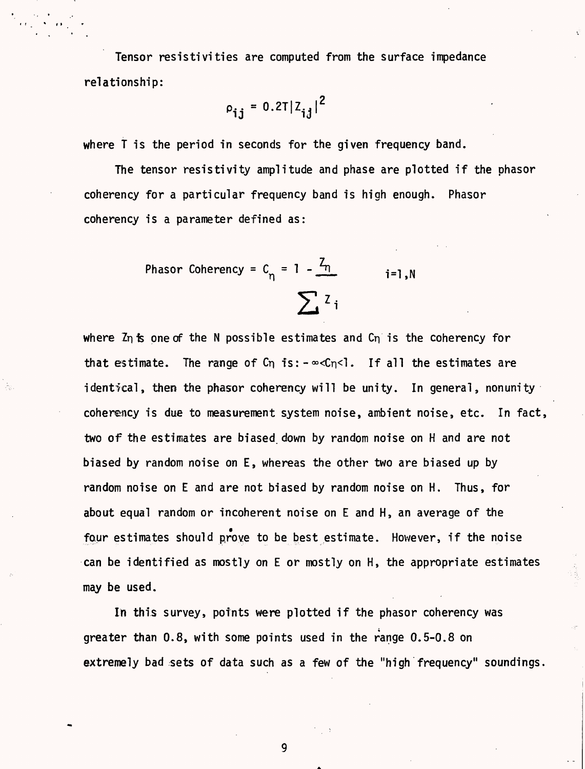Tensor resistivities are computed from the surface impedance relationship:

$$\rho_{ij} = 0.2T|Z_{ij}|^2$$

where T is the period in seconds for the given frequency band.

The tensor resistivity amplitude and phase are plotted if the phasor coherency for a particular frequency band is high enough. Phasor coherency is a parameter defined as:

$$\text{Phasor Coherency} = C_\eta = 1 - \frac{Z_\eta}{\sum Z_i} \qquad i=1,N$$

where $Z_\eta$ is one of the N possible estimates and $C_\eta$ is the coherency for that estimate. The range of $C_\eta$ is: $-\infty < C_\eta < 1$. If all the estimates are identical, then the phasor coherency will be unity. In general, nonunity coherency is due to measurement system noise, ambient noise, etc. In fact, two of the estimates are biased down by random noise on H and are not biased by random noise on E, whereas the other two are biased up by random noise on E and are not biased by random noise on H. Thus, for about equal random or incoherent noise on E and H, an average of the four estimates should prove to be best estimate. However, if the noise can be identified as mostly on E or mostly on H, the appropriate estimates may be used.

In this survey, points were plotted if the phasor coherency was greater than 0.8, with some points used in the range 0.5-0.8 on extremely bad sets of data such as a few of the "high frequency" soundings.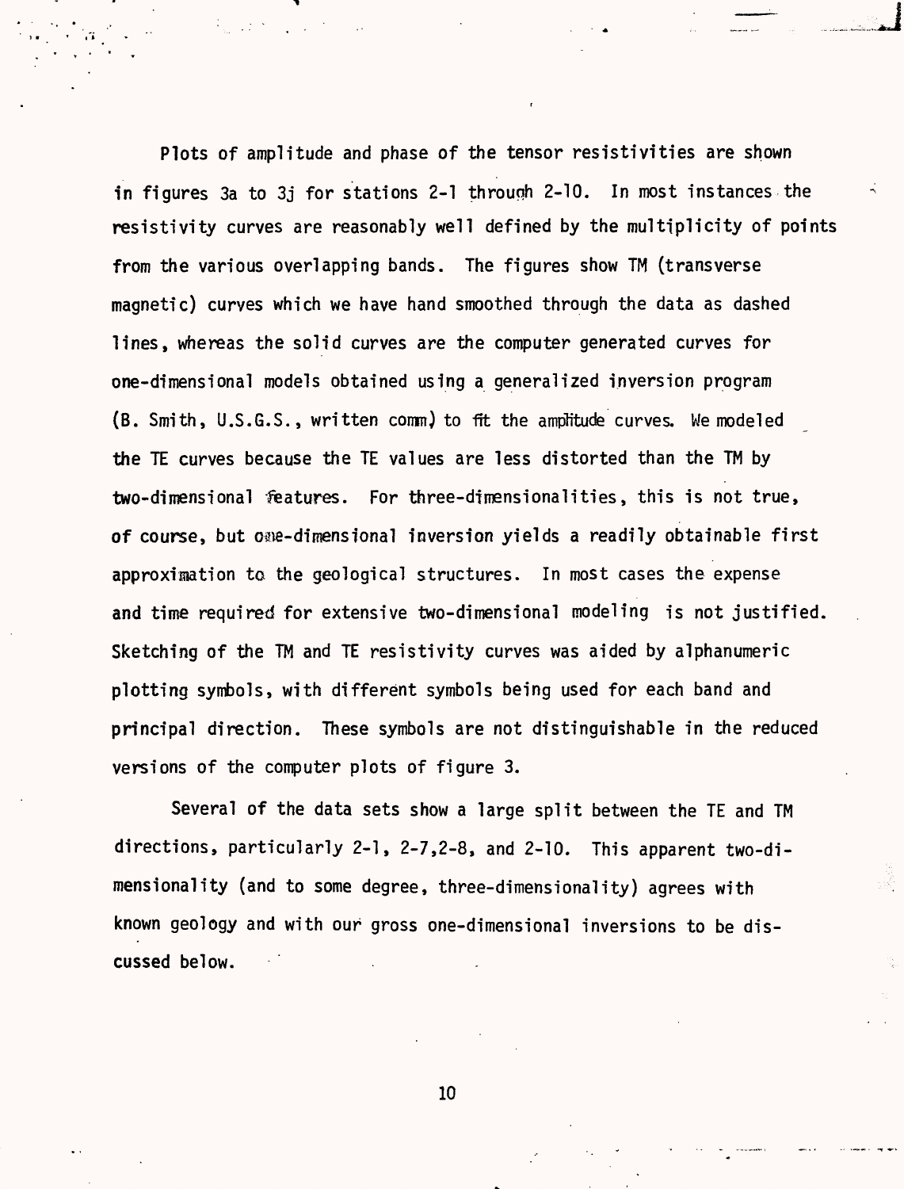Plots of amplitude and phase of the tensor resistivities are shown in figures 3a to 3j for stations 2-1 through 2-10. In most instances the resistivity curves are reasonably well defined by the multiplicity of points from the various overlapping bands. The figures show TM (transverse magnetic) curves which we have hand smoothed through the data as dashed lines, whereas the solid curves are the computer generated curves for one-dimensional models obtained using a generalized inversion program (B. Smith, U.S.G.S., written comm) to fit the amplitude curves. We modeled the TE curves because the TE values are less distorted than the TM by two-dimensional features. For three-dimensionalities, this is not true, of course, but one-dimensional inversion yields a readily obtainable first approximation to the geological structures. In most cases the expense and time required for extensive two-dimensional modeling is not justified. Sketching of the TM and TE resistivity curves was aided by alphanumeric plotting symbols, with different symbols being used for each band and principal direction. These symbols are not distinguishable in the reduced versions of the computer plots of figure 3.

Several of the data sets show a large split between the TE and TM directions, particularly 2-1, 2-7, 2-8, and 2-10. This apparent two-dimensionality (and to some degree, three-dimensionality) agrees with known geology and with our gross one-dimensional inversions to be discussed below.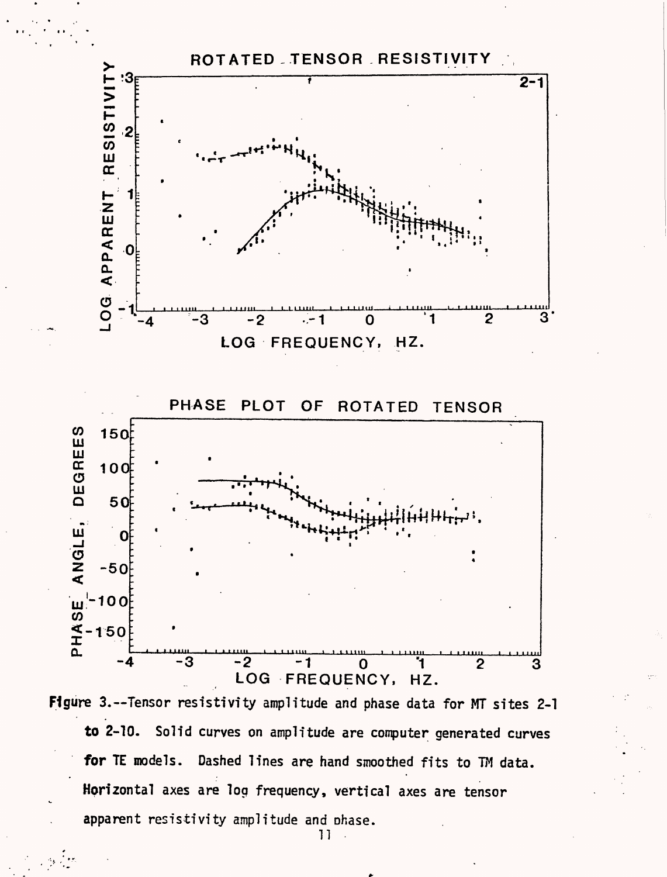Figure 3.--Tensor resistivity amplitude and phase data for MT sites 2-1 to 2-10. Solid curves on amplitude are computer generated curves for TE models. Dashed lines are hand smoothed fits to TM data. Horizontal axes are log frequency, vertical axes are tensor apparent resistivity amplitude and phase.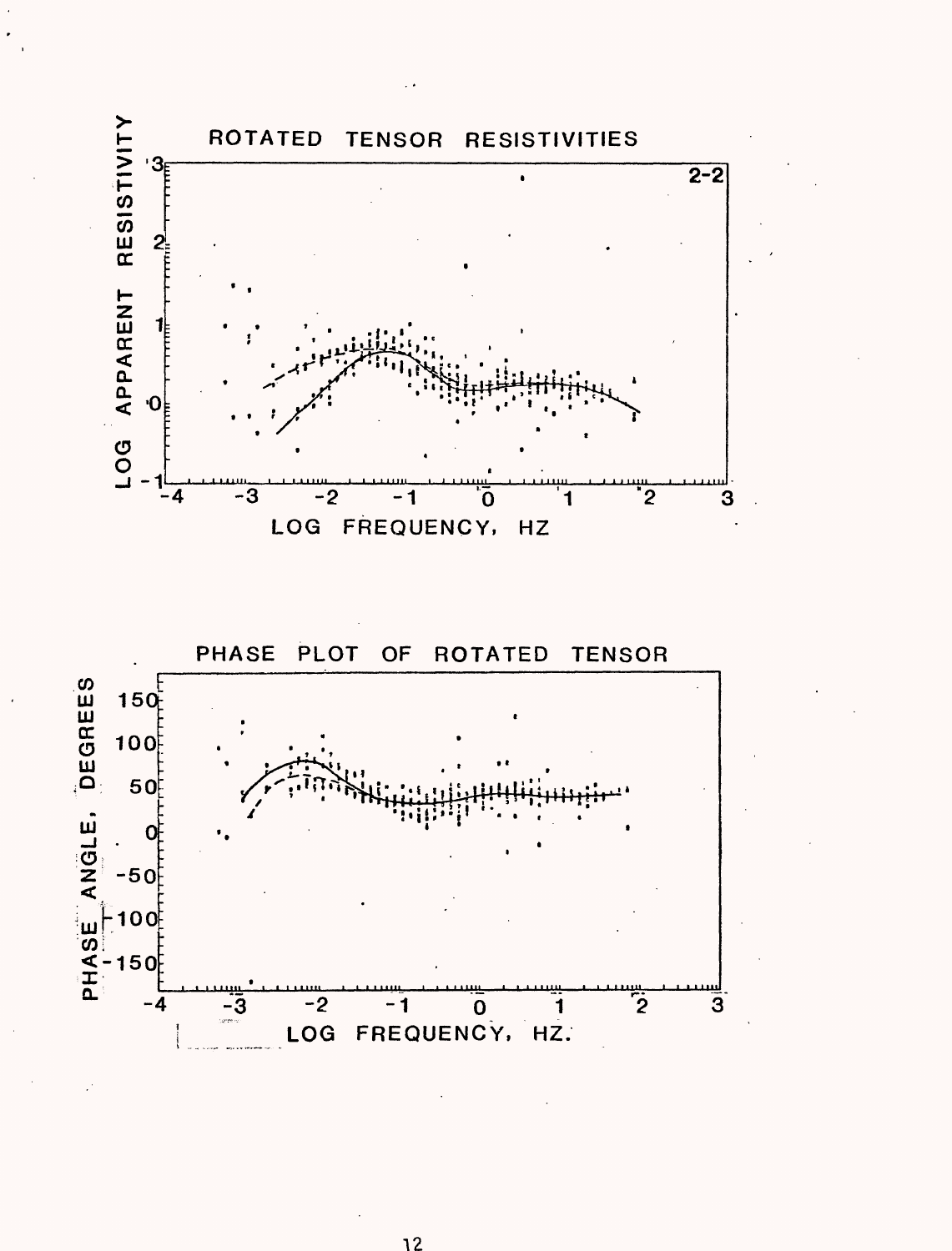ROTATED TENSOR RESISTIVITIES

2-2

LOG APPARENT RESISTIVITY

LOG FREQUENCY, HZ

PHASE PLOT OF ROTATED TENSOR

PHASE ANGLE, DEGREES

LOG FREQUENCY, HZ.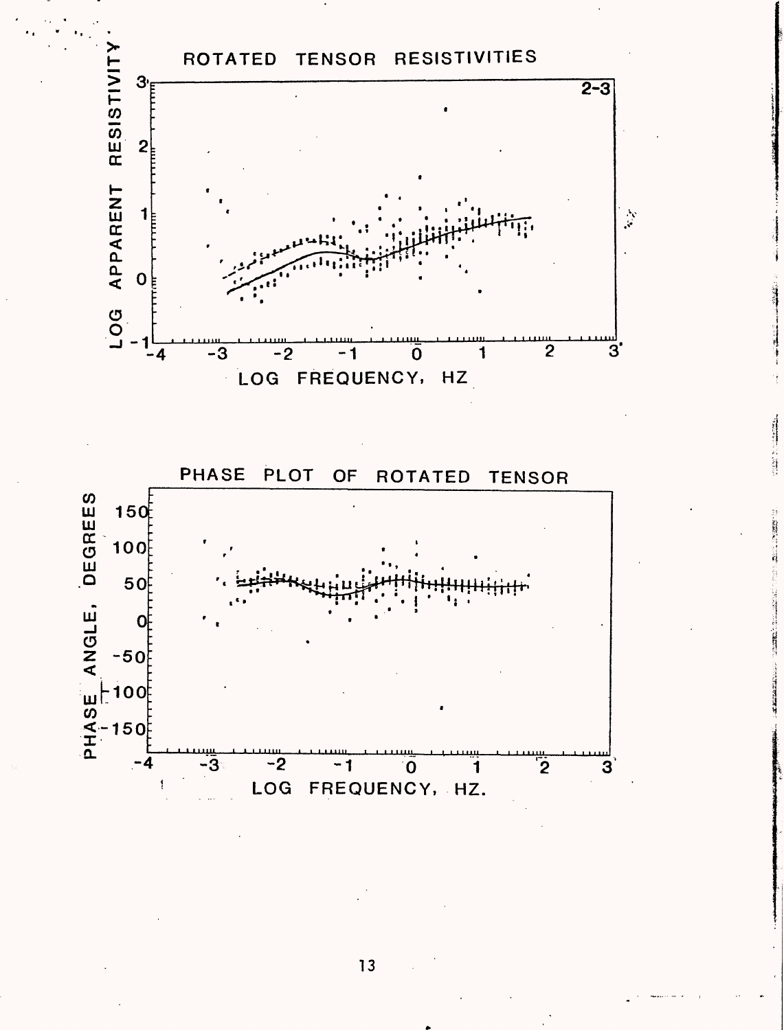ROTATED TENSOR RESISTIVITIES

2-3

LOG APPARENT RESISTIVITY

LOG FREQUENCY, HZ

PHASE PLOT OF ROTATED TENSOR

PHASE ANGLE, DEGREES

LOG FREQUENCY, HZ.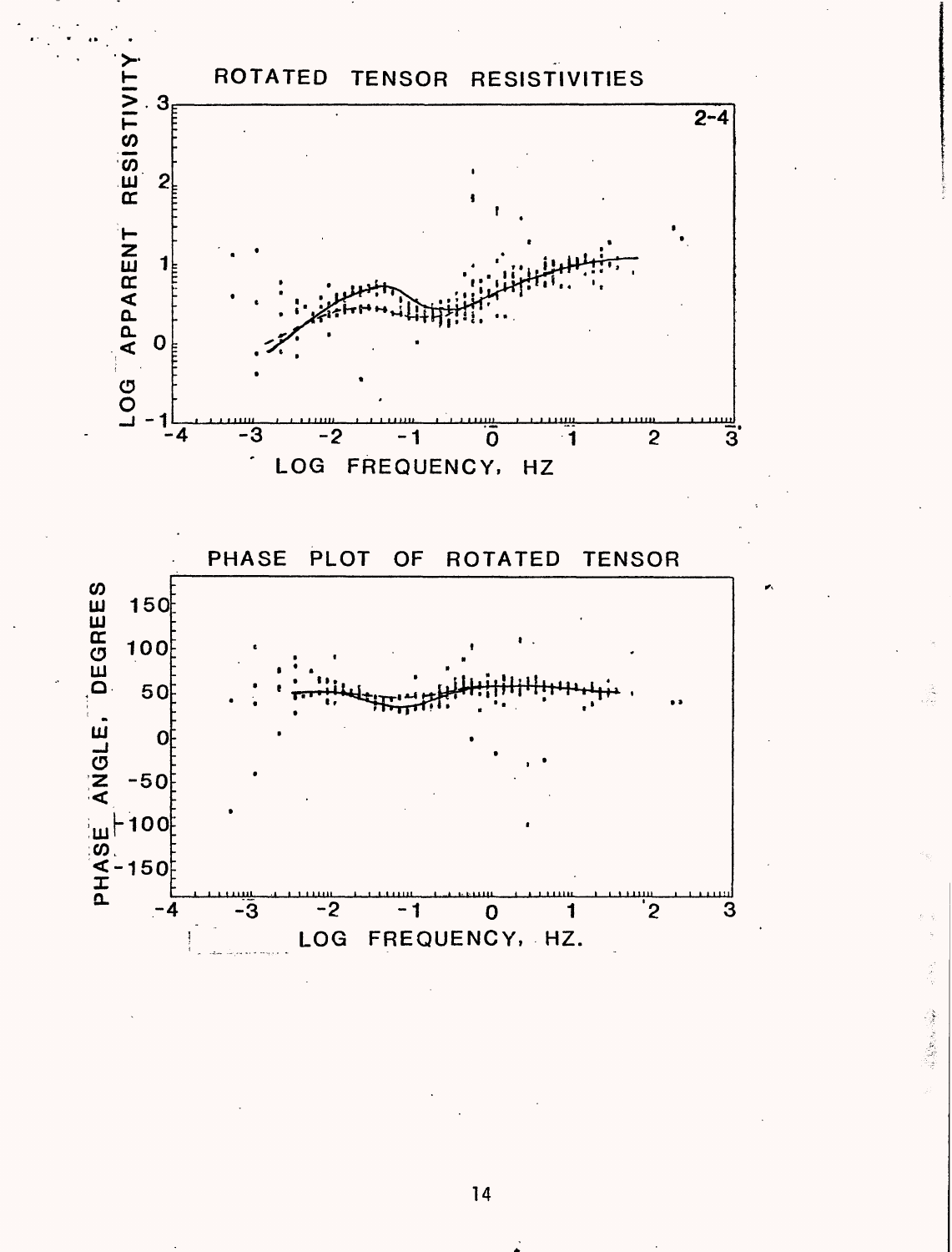ROTATED TENSOR RESISTIVITIES

2-4

LOG APPARENT RESISTIVITY

LOG FREQUENCY, HZ

PHASE PLOT OF ROTATED TENSOR

PHASE ANGLE, DEGREES

LOG FREQUENCY, HZ.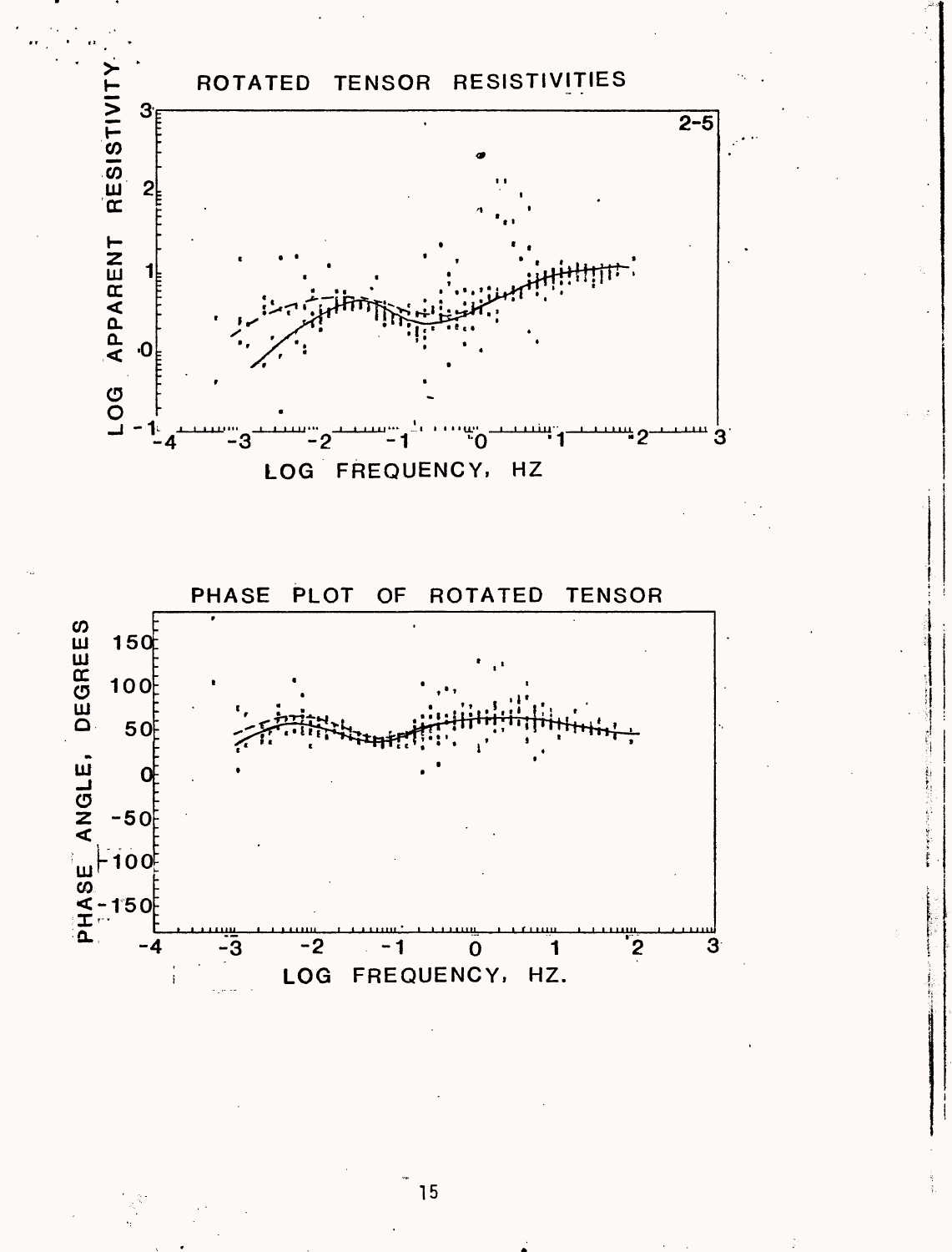ROTATED TENSOR RESISTIVITIES

2-5

LOG APPARENT RESISTIVITY

LOG FREQUENCY, HZ

PHASE PLOT OF ROTATED TENSOR

PHASE ANGLE, DEGREES

LOG FREQUENCY, HZ.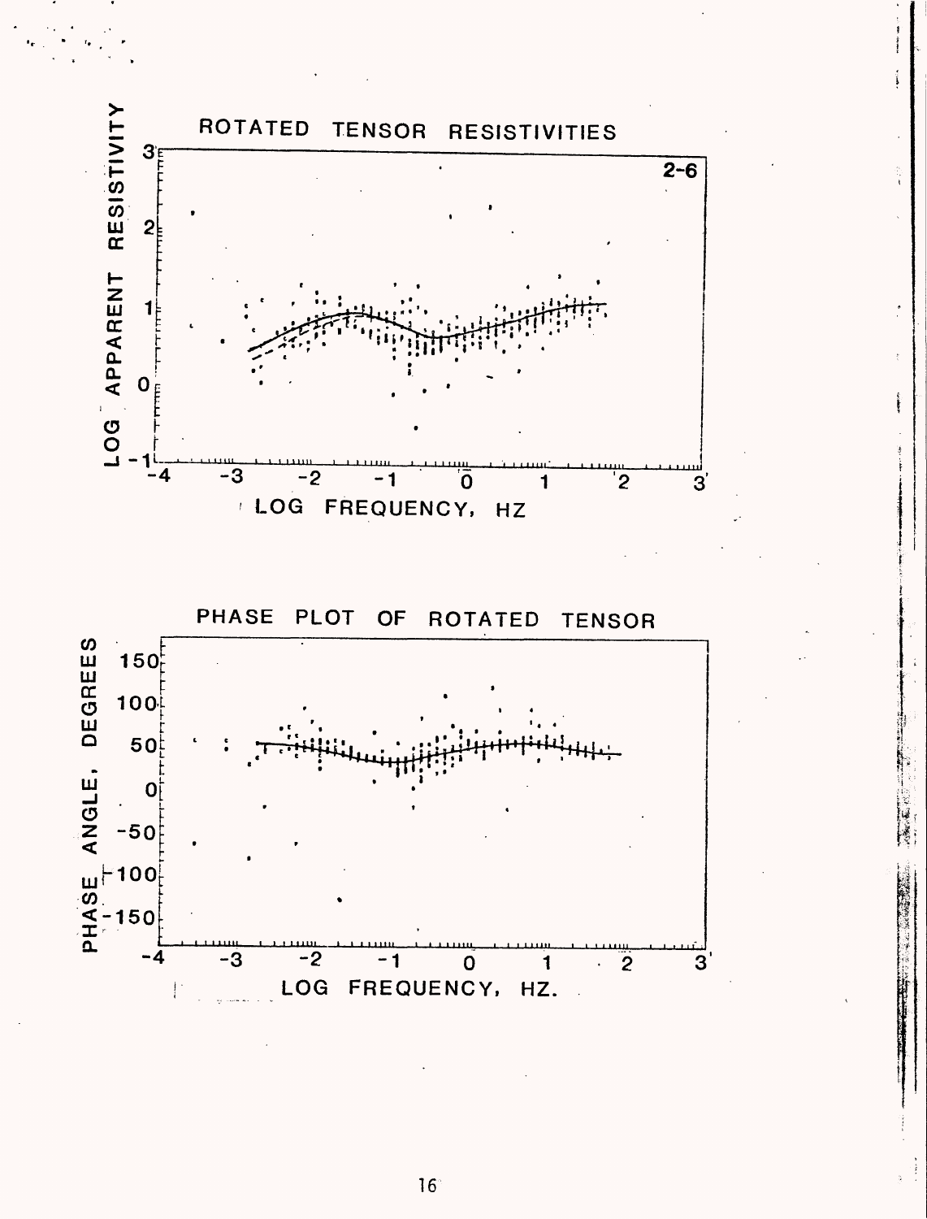ROTATED TENSOR RESISTIVITIES

2-6

LOG APPARENT RESISTIVITY

LOG FREQUENCY, HZ

PHASE PLOT OF ROTATED TENSOR

PHASE ANGLE, DEGREES

LOG FREQUENCY, HZ.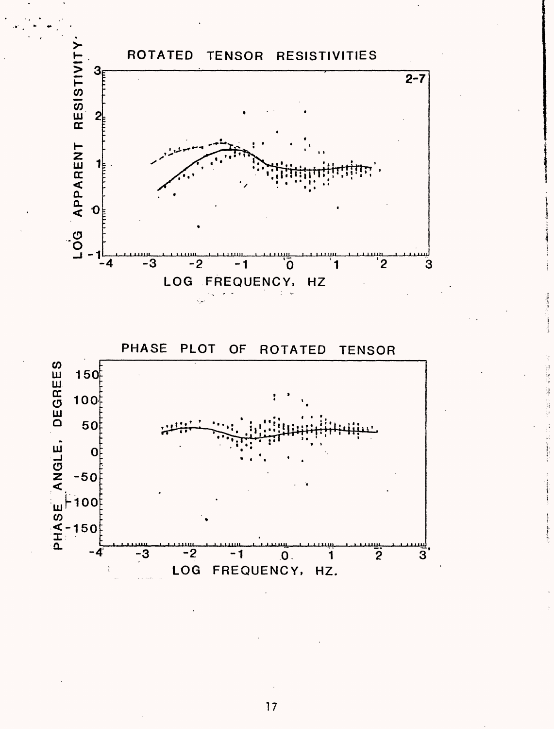ROTATED TENSOR RESISTIVITIES

2-7

LOG APPARENT RESISTIVITY

LOG FREQUENCY, HZ

PHASE PLOT OF ROTATED TENSOR

PHASE ANGLE, DEGREES

LOG FREQUENCY, HZ.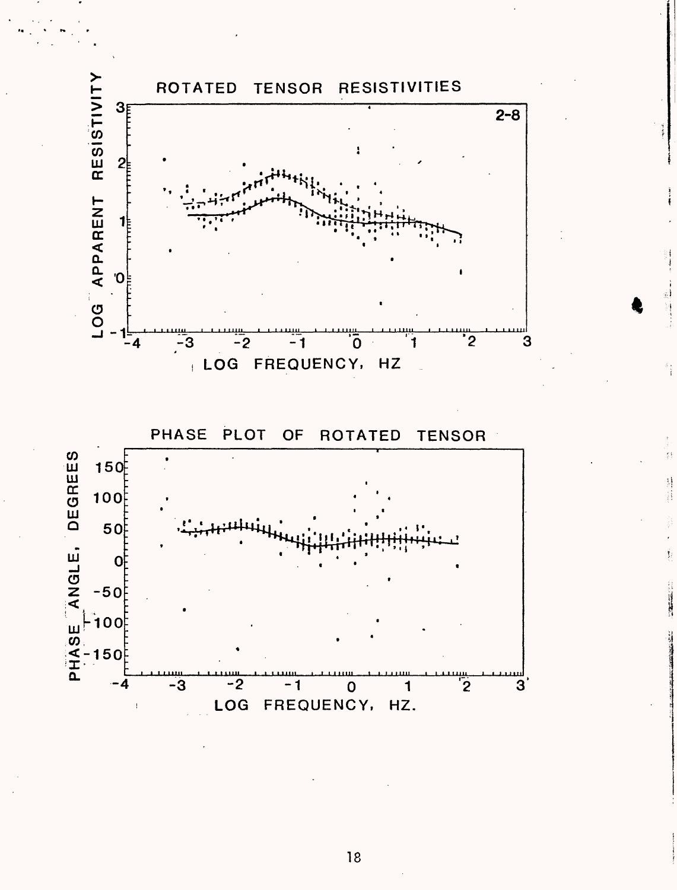ROTATED TENSOR RESISTIVITIES

2-8

LOG APPARENT RESISTIVITY

LOG FREQUENCY, HZ

PHASE PLOT OF ROTATED TENSOR

PHASE ANGLE, DEGREES

LOG FREQUENCY, HZ.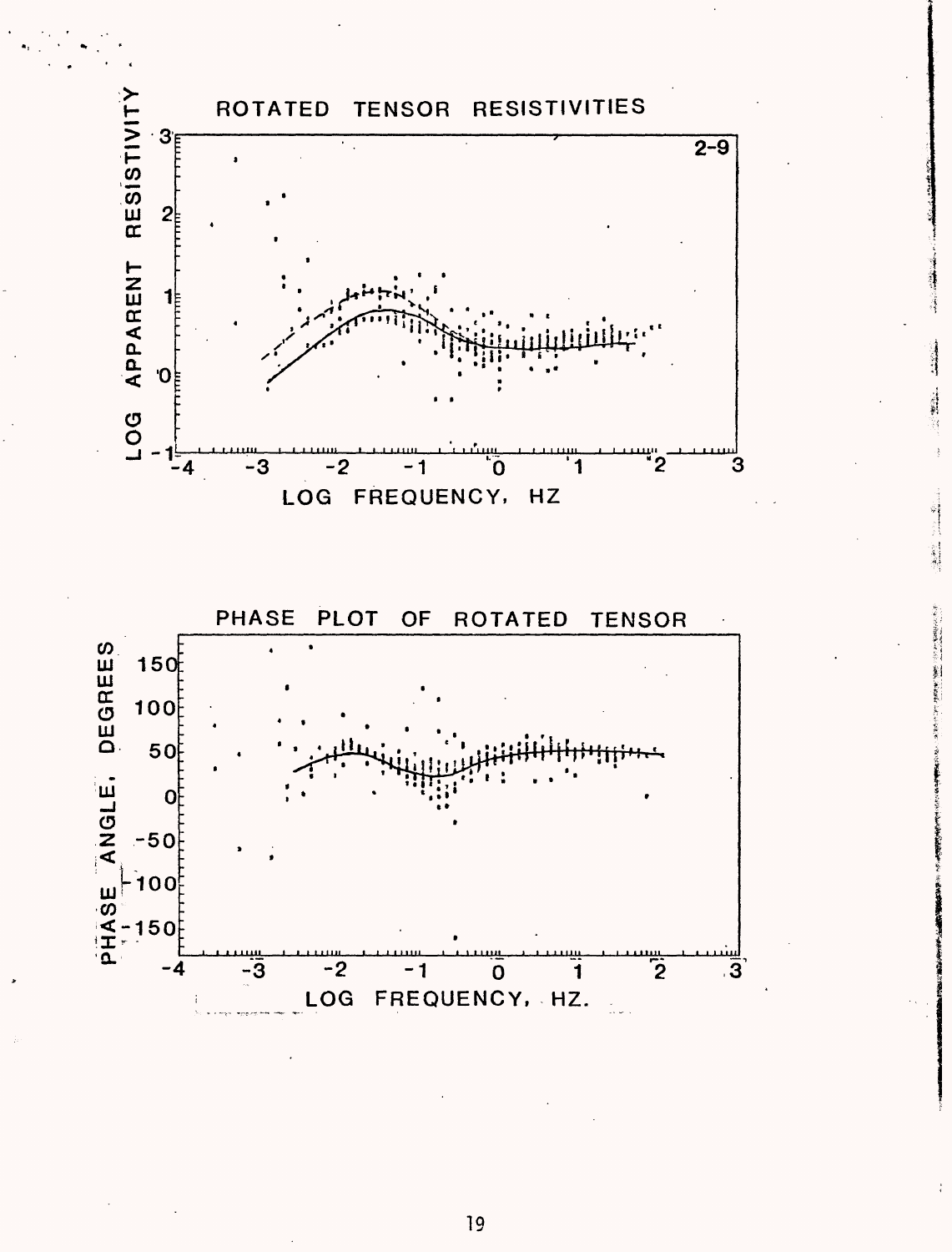ROTATED TENSOR RESISTIVITIES

2-9

LOG APPARENT RESISTIVITY

LOG FREQUENCY, HZ

PHASE PLOT OF ROTATED TENSOR

PHASE ANGLE, DEGREES

LOG FREQUENCY, HZ.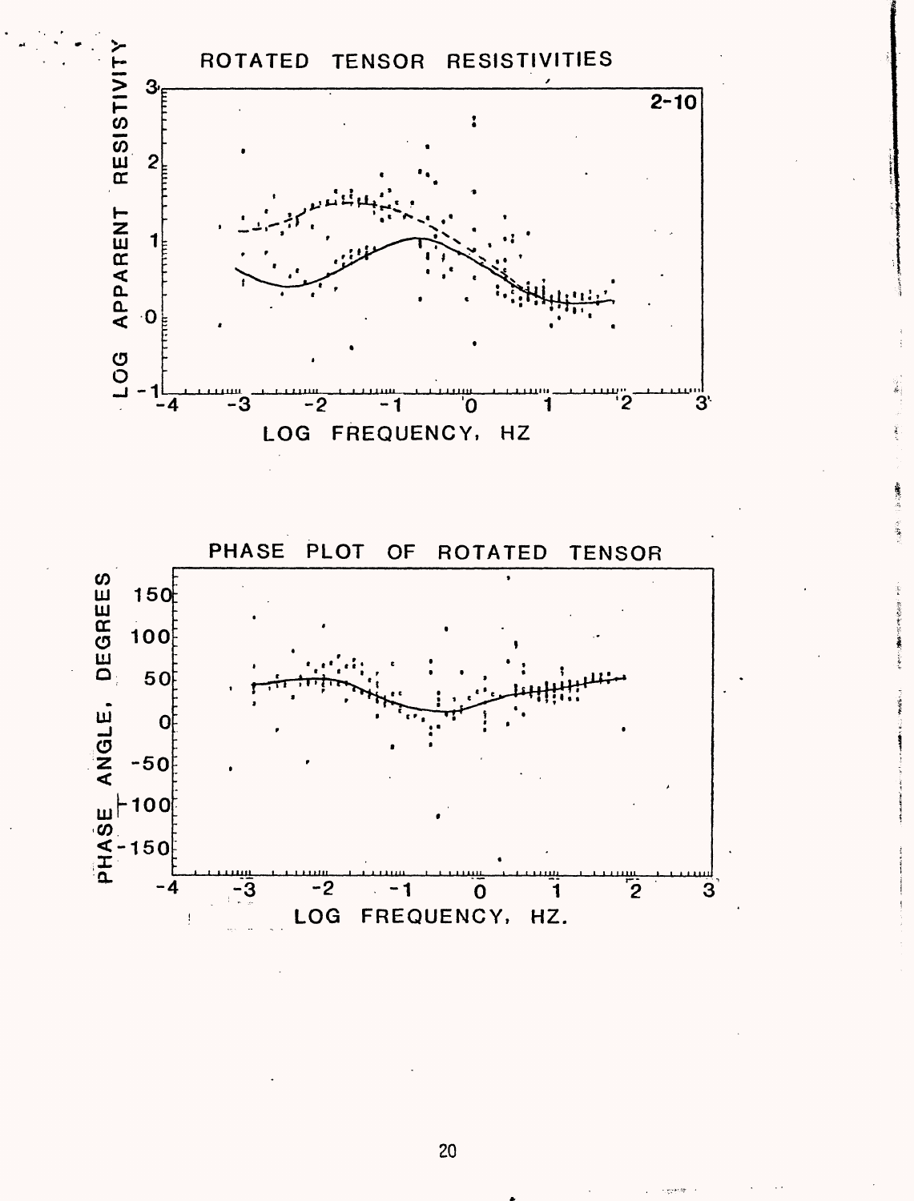ROTATED TENSOR RESISTIVITIES

2-10

LOG APPARENT RESISTIVITY

LOG FREQUENCY, HZ

PHASE PLOT OF ROTATED TENSOR

PHASE ANGLE, DEGREES

LOG FREQUENCY, HZ.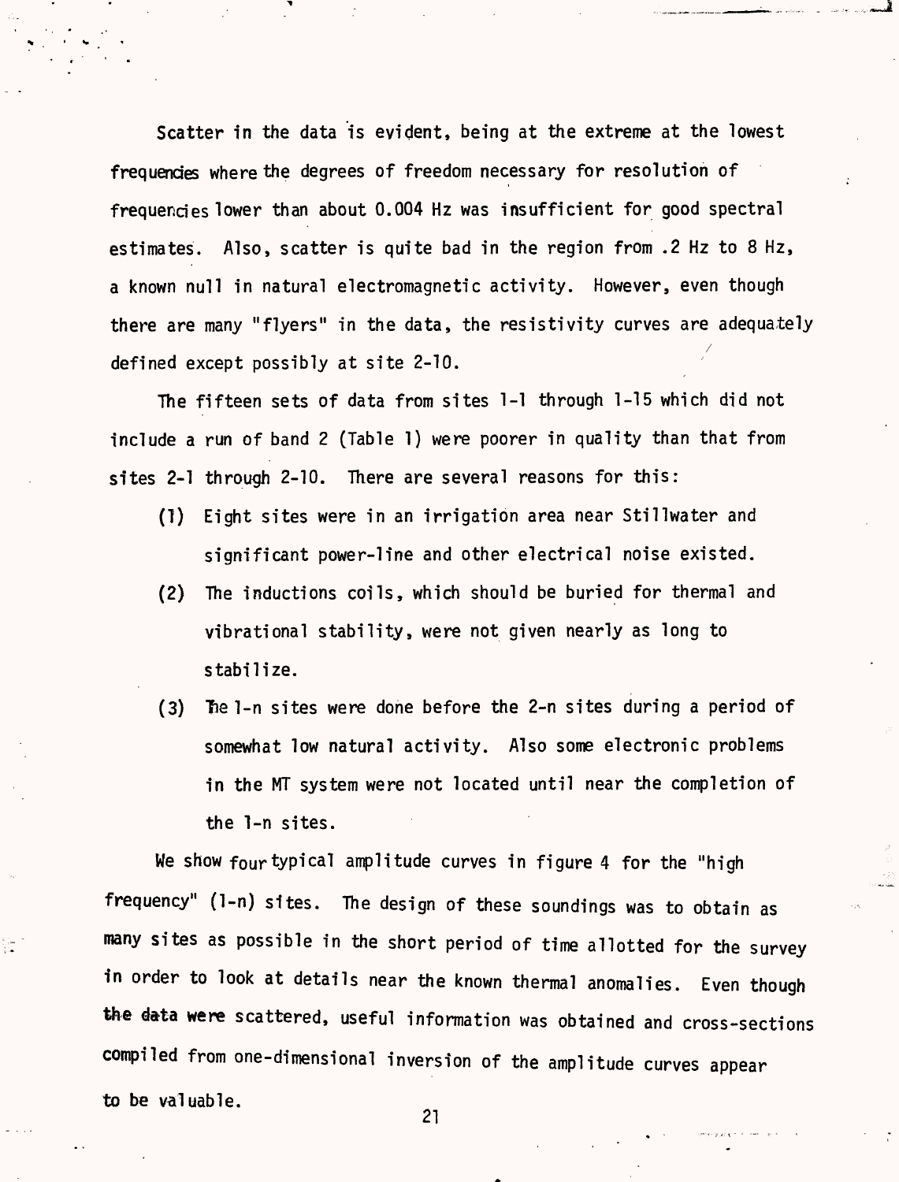Scatter in the data is evident, being at the extreme at the lowest frequencies where the degrees of freedom necessary for resolution of frequencies lower than about 0.004 Hz was insufficient for good spectral estimates. Also, scatter is quite bad in the region from .2 Hz to 8 Hz, a known null in natural electromagnetic activity. However, even though there are many "flyers" in the data, the resistivity curves are adequately defined except possibly at site 2-10.

The fifteen sets of data from sites 1-1 through 1-15 which did not include a run of band 2 (Table 1) were poorer in quality than that from sites 2-1 through 2-10. There are several reasons for this:

(1) Eight sites were in an irrigation area near Stillwater and significant power-line and other electrical noise existed.

(2) The inductions coils, which should be buried for thermal and vibrational stability, were not given nearly as long to stabilize.

(3) The 1-n sites were done before the 2-n sites during a period of somewhat low natural activity. Also some electronic problems in the MT system were not located until near the completion of the 1-n sites.

We show four typical amplitude curves in figure 4 for the "high frequency" (1-n) sites. The design of these soundings was to obtain as many sites as possible in the short period of time allotted for the survey in order to look at details near the known thermal anomalies. Even though the data were scattered, useful information was obtained and cross-sections compiled from one-dimensional inversion of the amplitude curves appear to be valuable.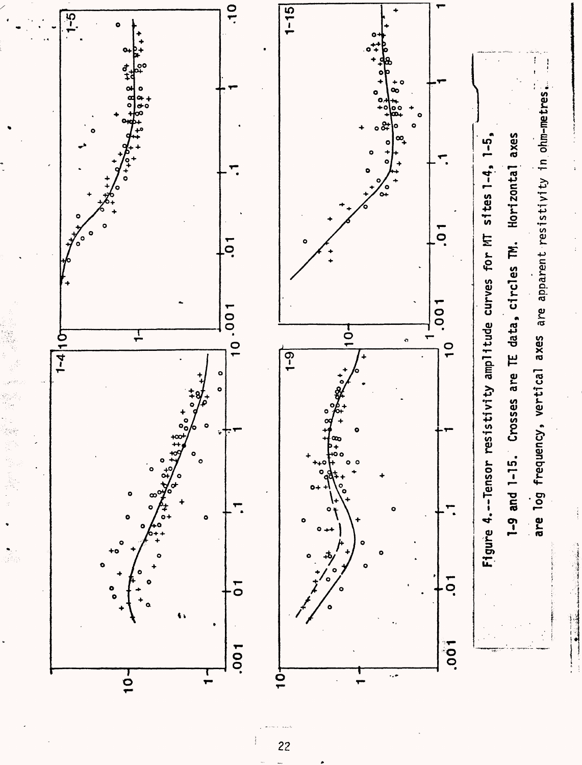Figure 4.--Tensor resistivity amplitude curves for MT sites 1-4, 1-5, 1-9 and 1-15. Crosses are TE data, circles TM. Horizontal axes are log frequency, vertical axes are apparent resistivity in ohm-metres.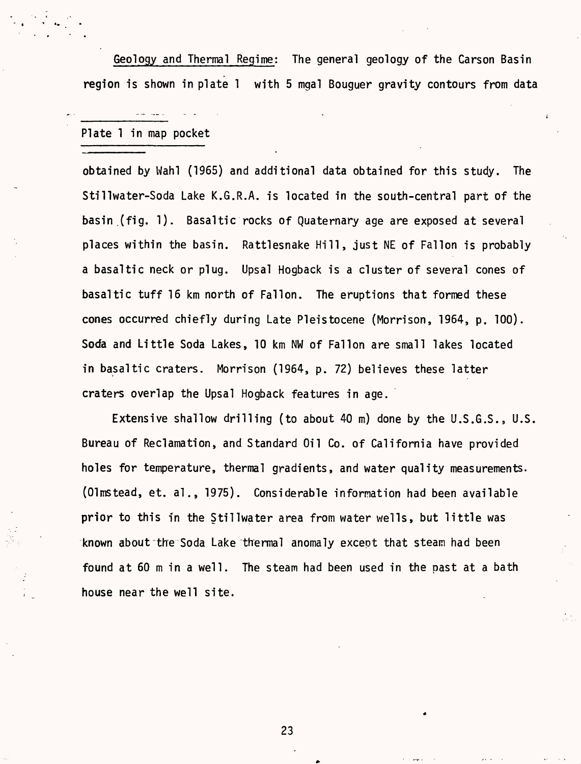Geology and Thermal Regime: The general geology of the Carson Basin region is shown in plate 1 with 5 mgal Bouguer gravity contours from data

---

Plate 1 in map pocket

---

obtained by Wahl (1965) and additional data obtained for this study. The Stillwater-Soda Lake K.G.R.A. is located in the south-central part of the basin (fig. 1). Basaltic rocks of Quaternary age are exposed at several places within the basin. Rattlesnake Hill, just NE of Fallon is probably a basaltic neck or plug. Upsal Hogback is a cluster of several cones of basaltic tuff 16 km north of Fallon. The eruptions that formed these cones occurred chiefly during Late Pleistocene (Morrison, 1964, p. 100). Soda and Little Soda Lakes, 10 km NW of Fallon are small lakes located in basaltic craters. Morrison (1964, p. 72) believes these latter craters overlap the Upsal Hogback features in age.

Extensive shallow drilling (to about 40 m) done by the U.S.G.S., U.S. Bureau of Reclamation, and Standard Oil Co. of California have provided holes for temperature, thermal gradients, and water quality measurements. (Olmstead, et. al., 1975). Considerable information had been available prior to this in the Stillwater area from water wells, but little was known about the Soda Lake thermal anomaly except that steam had been found at 60 m in a well. The steam had been used in the past at a bath house near the well site.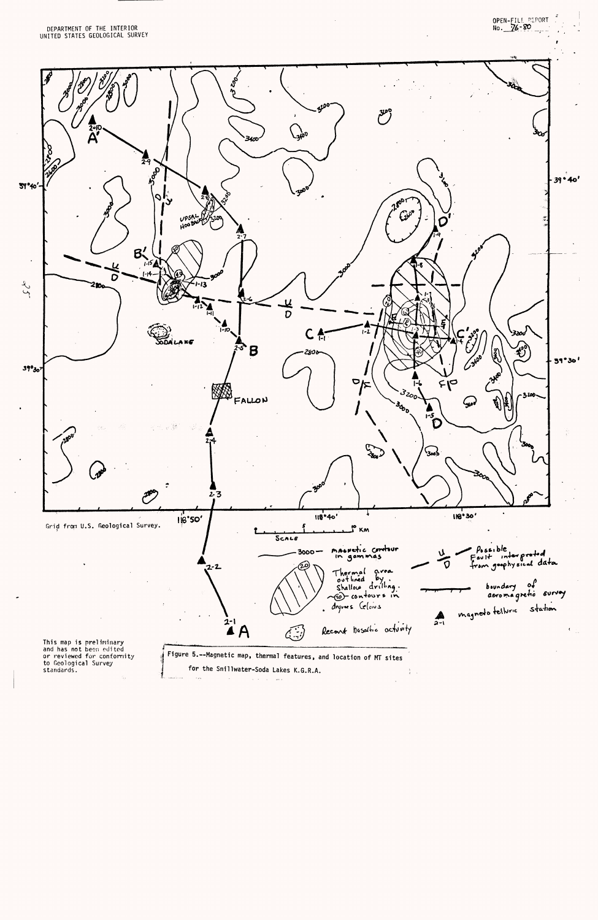DEPARTMENT OF THE INTERIOR
UNITED STATES GEOLOGICAL SURVEY

OPEN-FILE REPORT
No. 76-80

Grid from U.S. Geological Survey.

This map is preliminary and has not been edited or reviewed for conformity to Geological Survey standards.

Figure 5.--Magnetic map, thermal features, and location of MT sites for the Stillwater-Soda Lakes K.G.R.A.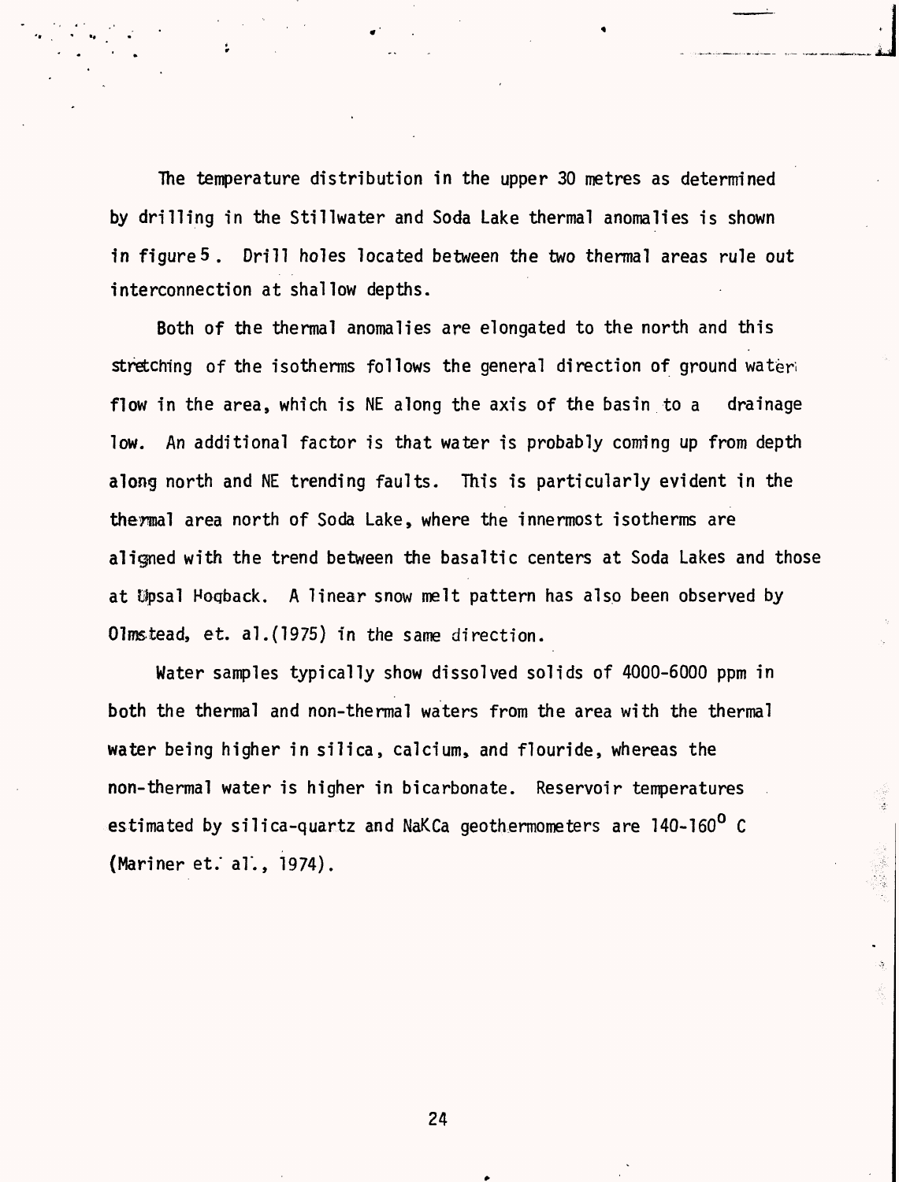The temperature distribution in the upper 30 metres as determined by drilling in the Stillwater and Soda Lake thermal anomalies is shown in figure 5. Drill holes located between the two thermal areas rule out interconnection at shallow depths.

Both of the thermal anomalies are elongated to the north and this stretching of the isotherms follows the general direction of ground water flow in the area, which is NE along the axis of the basin to a drainage low. An additional factor is that water is probably coming up from depth along north and NE trending faults. This is particularly evident in the thermal area north of Soda Lake, where the innermost isotherms are aligned with the trend between the basaltic centers at Soda Lakes and those at Upsal Hogback. A linear snow melt pattern has also been observed by Olmstead, et. al.(1975) in the same direction.

Water samples typically show dissolved solids of 4000-6000 ppm in both the thermal and non-thermal waters from the area with the thermal water being higher in silica, calcium, and flouride, whereas the non-thermal water is higher in bicarbonate. Reservoir temperatures estimated by silica-quartz and NaKCa geothermometers are 140-160$^{o}$ C (Mariner et. al., 1974).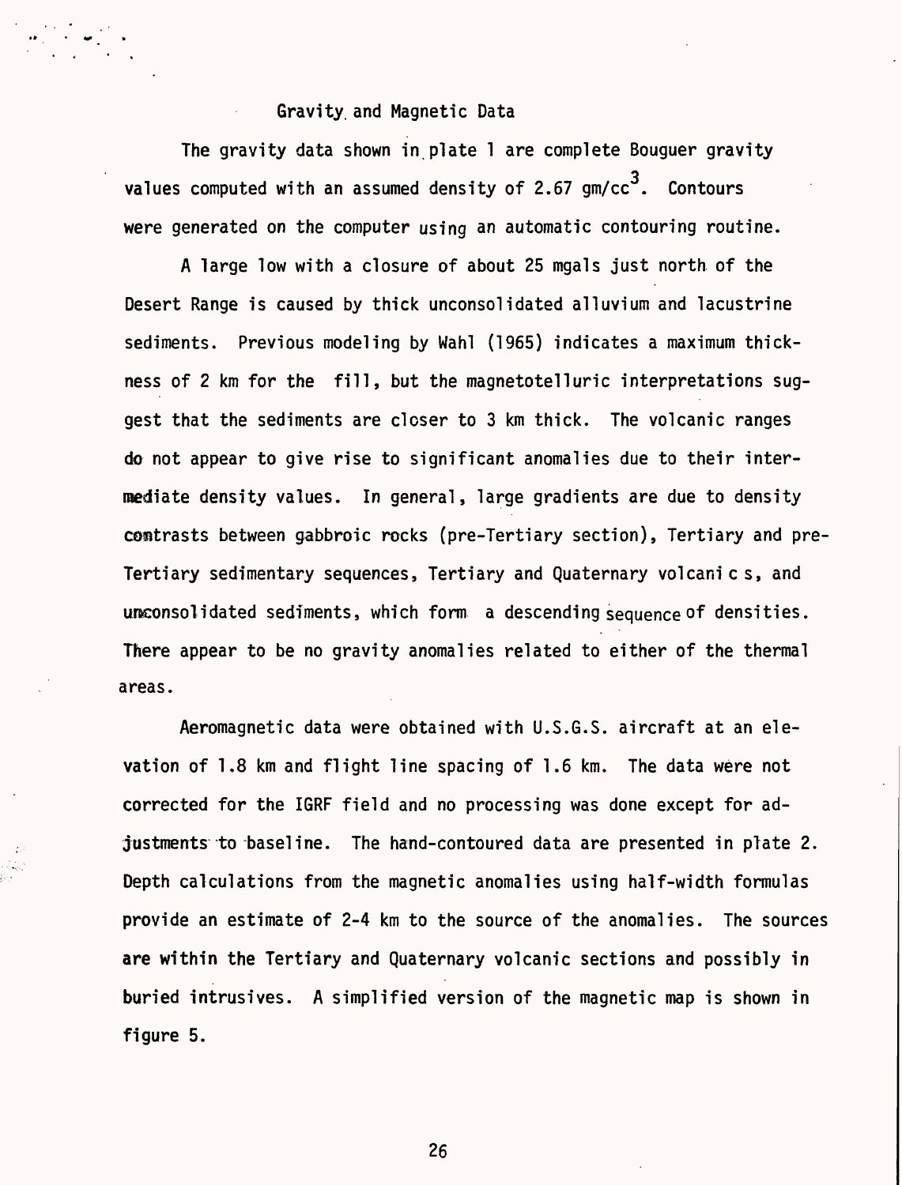## Gravity and Magnetic Data

The gravity data shown in plate 1 are complete Bouguer gravity values computed with an assumed density of 2.67 gm/cc$^3$. Contours were generated on the computer using an automatic contouring routine.

A large low with a closure of about 25 mgals just north of the Desert Range is caused by thick unconsolidated alluvium and lacustrine sediments. Previous modeling by Wahl (1965) indicates a maximum thickness of 2 km for the fill, but the magnetotelluric interpretations suggest that the sediments are closer to 3 km thick. The volcanic ranges do not appear to give rise to significant anomalies due to their intermediate density values. In general, large gradients are due to density contrasts between gabbroic rocks (pre-Tertiary section), Tertiary and pre-Tertiary sedimentary sequences, Tertiary and Quaternary volcanics, and unconsolidated sediments, which form a descending sequence of densities. There appear to be no gravity anomalies related to either of the thermal areas.

Aeromagnetic data were obtained with U.S.G.S. aircraft at an elevation of 1.8 km and flight line spacing of 1.6 km. The data were not corrected for the IGRF field and no processing was done except for adjustments to baseline. The hand-contoured data are presented in plate 2. Depth calculations from the magnetic anomalies using half-width formulas provide an estimate of 2-4 km to the source of the anomalies. The sources are within the Tertiary and Quaternary volcanic sections and possibly in buried intrusives. A simplified version of the magnetic map is shown in figure 5.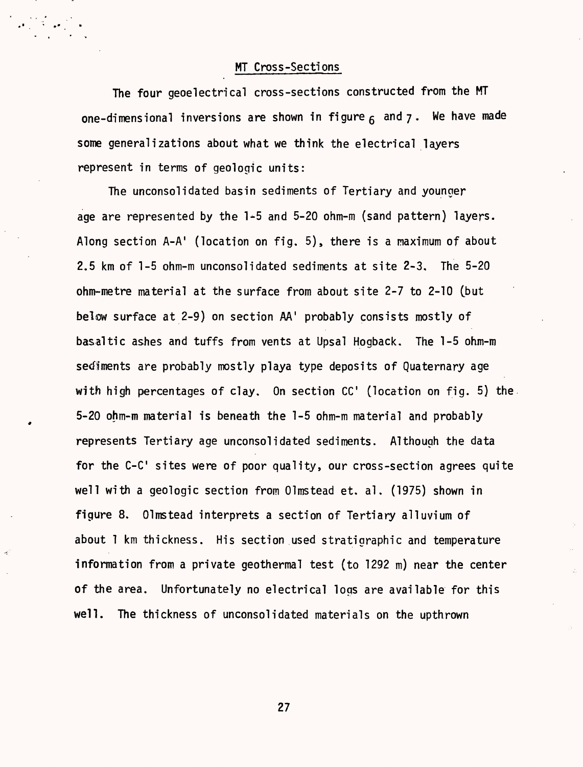## MT Cross-Sections

The four geoelectrical cross-sections constructed from the MT one-dimensional inversions are shown in figure 6 and 7. We have made some generalizations about what we think the electrical layers represent in terms of geologic units:

The unconsolidated basin sediments of Tertiary and younger age are represented by the 1-5 and 5-20 ohm-m (sand pattern) layers. Along section A-A' (location on fig. 5), there is a maximum of about 2.5 km of 1-5 ohm-m unconsolidated sediments at site 2-3. The 5-20 ohm-metre material at the surface from about site 2-7 to 2-10 (but below surface at 2-9) on section AA' probably consists mostly of basaltic ashes and tuffs from vents at Upsal Hogback. The 1-5 ohm-m sediments are probably mostly playa type deposits of Quaternary age with high percentages of clay. On section CC' (location on fig. 5) the 5-20 ohm-m material is beneath the 1-5 ohm-m material and probably represents Tertiary age unconsolidated sediments. Although the data for the C-C' sites were of poor quality, our cross-section agrees quite well with a geologic section from Olmstead et. al. (1975) shown in figure 8. Olmstead interprets a section of Tertiary alluvium of about 1 km thickness. His section used stratigraphic and temperature information from a private geothermal test (to 1292 m) near the center of the area. Unfortunately no electrical logs are available for this well. The thickness of unconsolidated materials on the upthrown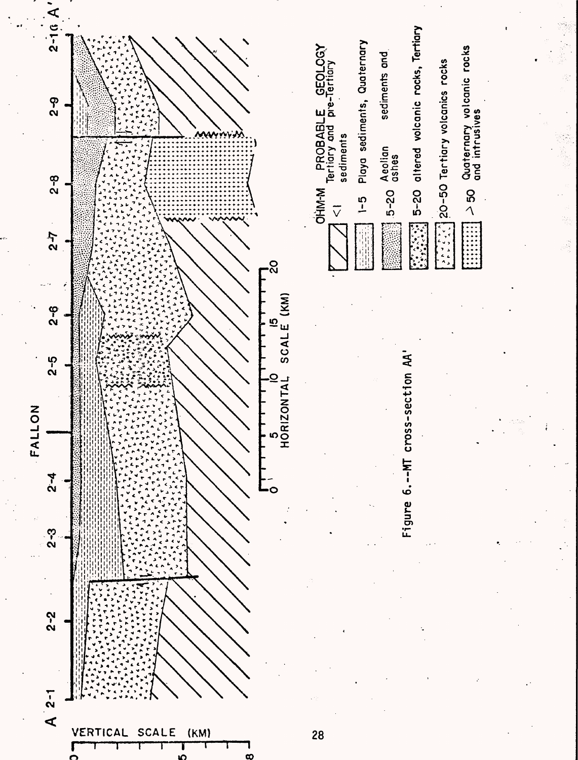| OHM-M | PROBABLE GEOLOGY |
| --- | --- |
| <1 | Tertiary and pre-Tertiary sediments |
| 1-5 | Playa sediments, Quaternary |
| 5-20 | Aeolian sediments and ashes |
| 5-20 | altered volcanic rocks, Tertiary |
| 20-50 | Tertiary volcanics rocks |
| > 50 | Quaternary volcanic rocks and intrusives |

Figure 6.--MT cross-section AA'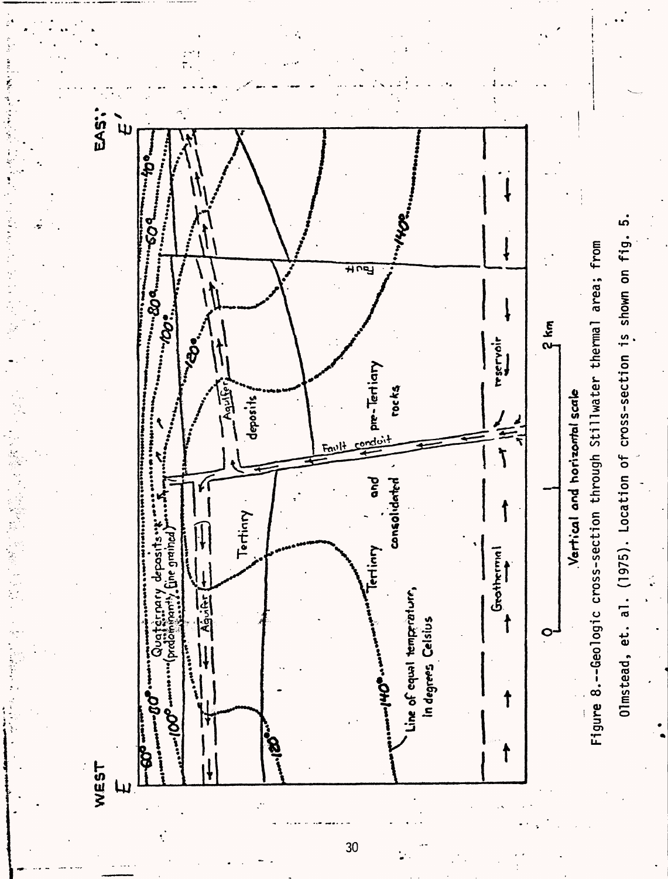Figure 8.--Geologic cross-section through Stillwater thermal area; from Olmstead, et. al. (1975). Location of cross-section is shown on fig. 5.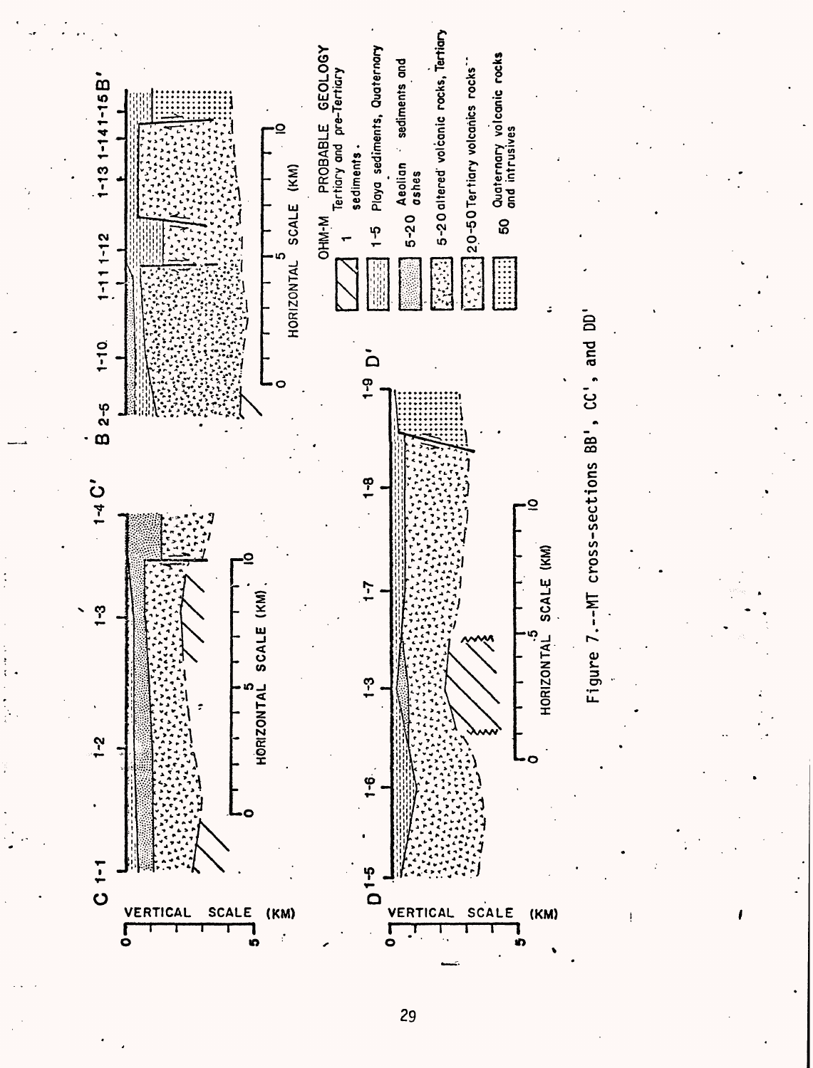Figure 7.--MT cross-sections BB', CC', and DD'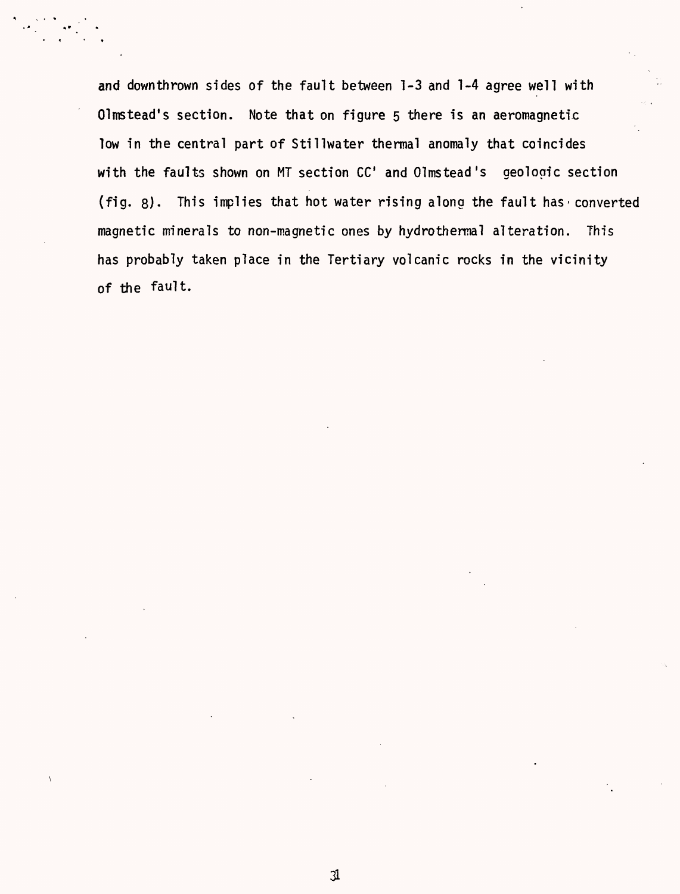and downthrown sides of the fault between 1-3 and 1-4 agree well with Olmstead's section. Note that on figure 5 there is an aeromagnetic low in the central part of Stillwater thermal anomaly that coincides with the faults shown on MT section CC' and Olmstead's geologic section (fig. 8). This implies that hot water rising along the fault has converted magnetic minerals to non-magnetic ones by hydrothermal alteration. This has probably taken place in the Tertiary volcanic rocks in the vicinity of the fault.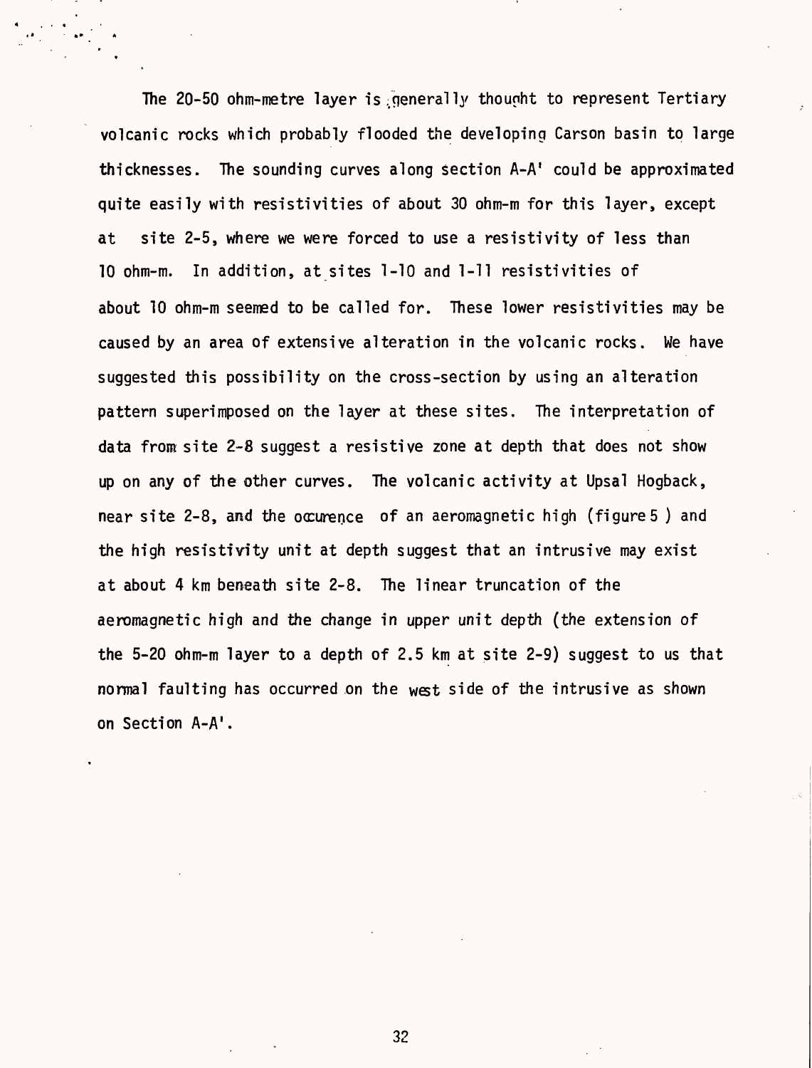The 20-50 ohm-metre layer is generally thought to represent Tertiary volcanic rocks which probably flooded the developing Carson basin to large thicknesses. The sounding curves along section A-A' could be approximated quite easily with resistivities of about 30 ohm-m for this layer, except at site 2-5, where we were forced to use a resistivity of less than 10 ohm-m. In addition, at sites 1-10 and 1-11 resistivities of about 10 ohm-m seemed to be called for. These lower resistivities may be caused by an area of extensive alteration in the volcanic rocks. We have suggested this possibility on the cross-section by using an alteration pattern superimposed on the layer at these sites. The interpretation of data from site 2-8 suggest a resistive zone at depth that does not show up on any of the other curves. The volcanic activity at Upsal Hogback, near site 2-8, and the ocurence of an aeromagnetic high (figure 5 ) and the high resistivity unit at depth suggest that an intrusive may exist at about 4 km beneath site 2-8. The linear truncation of the aeromagnetic high and the change in upper unit depth (the extension of the 5-20 ohm-m layer to a depth of 2.5 km at site 2-9) suggest to us that normal faulting has occurred on the west side of the intrusive as shown on Section A-A'.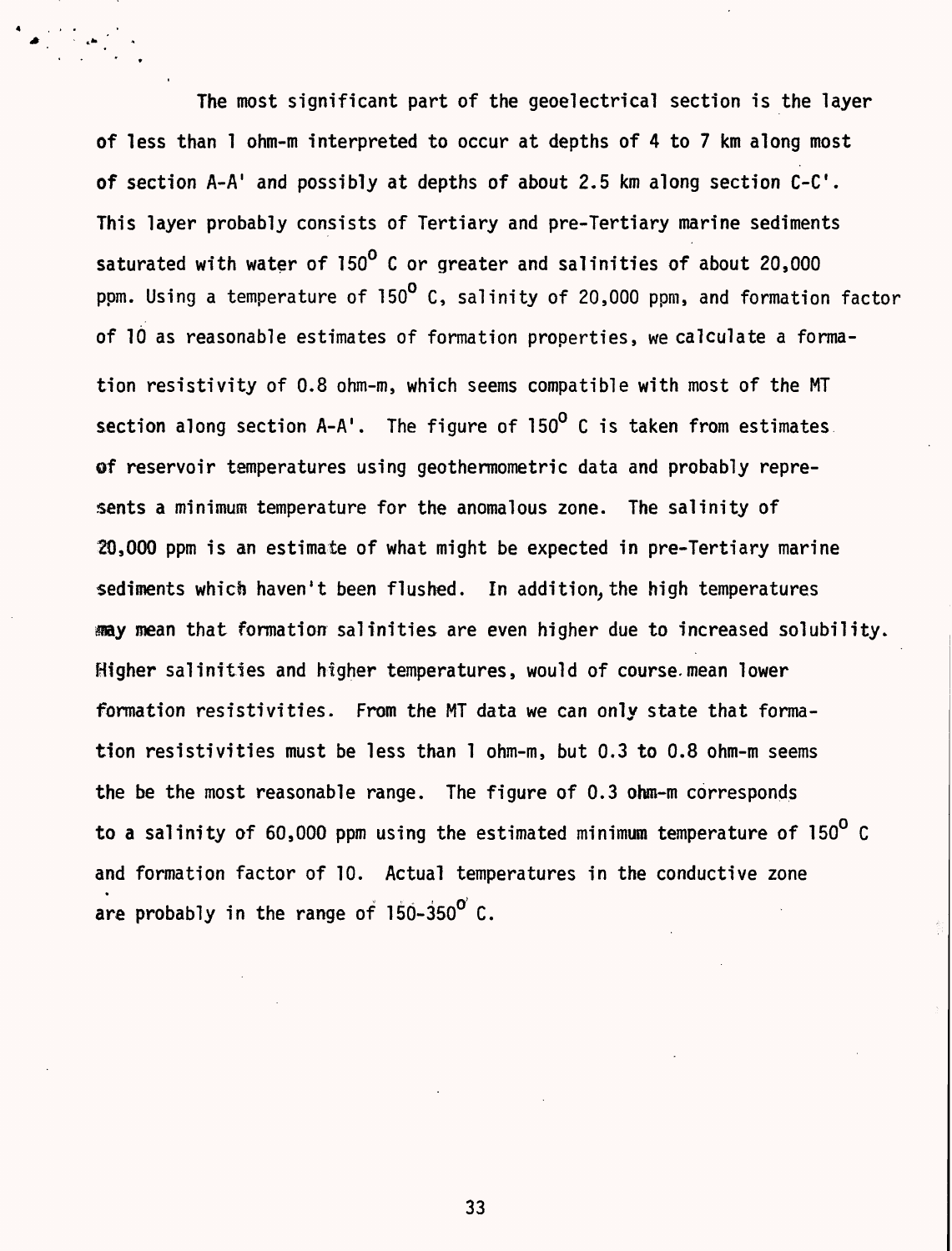The most significant part of the geoelectrical section is the layer of less than 1 ohm-m interpreted to occur at depths of 4 to 7 km along most of section A-A' and possibly at depths of about 2.5 km along section C-C'. This layer probably consists of Tertiary and pre-Tertiary marine sediments saturated with water of 150$^{o}$ C or greater and salinities of about 20,000 ppm. Using a temperature of 150$^{o}$ C, salinity of 20,000 ppm, and formation factor of 10 as reasonable estimates of formation properties, we calculate a formation resistivity of 0.8 ohm-m, which seems compatible with most of the MT section along section A-A'. The figure of 150$^{o}$ C is taken from estimates of reservoir temperatures using geothermometric data and probably represents a minimum temperature for the anomalous zone. The salinity of 20,000 ppm is an estimate of what might be expected in pre-Tertiary marine sediments which haven't been flushed. In addition, the high temperatures may mean that formation salinities are even higher due to increased solubility. Higher salinities and higher temperatures, would of course mean lower formation resistivities. From the MT data we can only state that formation resistivities must be less than 1 ohm-m, but 0.3 to 0.8 ohm-m seems the be the most reasonable range. The figure of 0.3 ohm-m corresponds to a salinity of 60,000 ppm using the estimated minimum temperature of 150$^{o}$ C and formation factor of 10. Actual temperatures in the conductive zone are probably in the range of 150-350$^{o}$ C.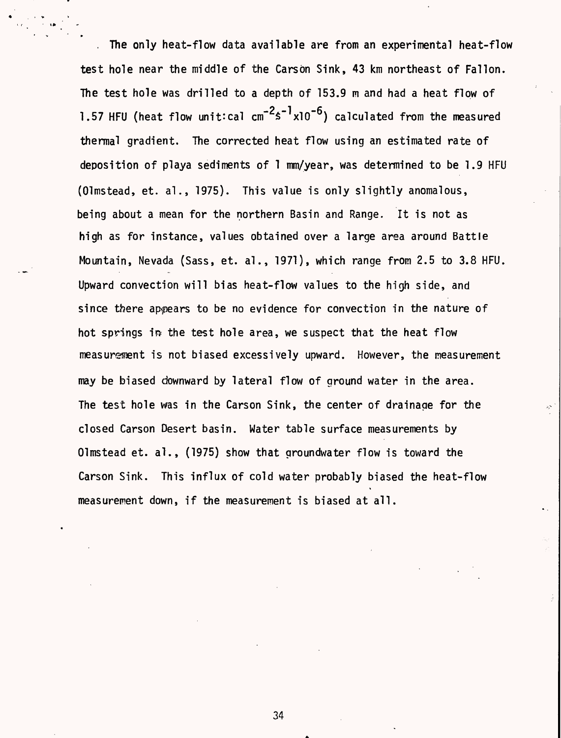The only heat-flow data available are from an experimental heat-flow test hole near the middle of the Carson Sink, 43 km northeast of Fallon. The test hole was drilled to a depth of 153.9 m and had a heat flow of 1.57 HFU (heat flow unit: cal $cm^{-2}s^{-1}x10^{-6}$) calculated from the measured thermal gradient. The corrected heat flow using an estimated rate of deposition of playa sediments of 1 mm/year, was determined to be 1.9 HFU (Olmstead, et. al., 1975). This value is only slightly anomalous, being about a mean for the northern Basin and Range. It is not as high as for instance, values obtained over a large area around Battle Mountain, Nevada (Sass, et. al., 1971), which range from 2.5 to 3.8 HFU. Upward convection will bias heat-flow values to the high side, and since there appears to be no evidence for convection in the nature of hot springs in the test hole area, we suspect that the heat flow measurement is not biased excessively upward. However, the measurement may be biased downward by lateral flow of ground water in the area. The test hole was in the Carson Sink, the center of drainage for the closed Carson Desert basin. Water table surface measurements by Olmstead et. al., (1975) show that groundwater flow is toward the Carson Sink. This influx of cold water probably biased the heat-flow measurement down, if the measurement is biased at all.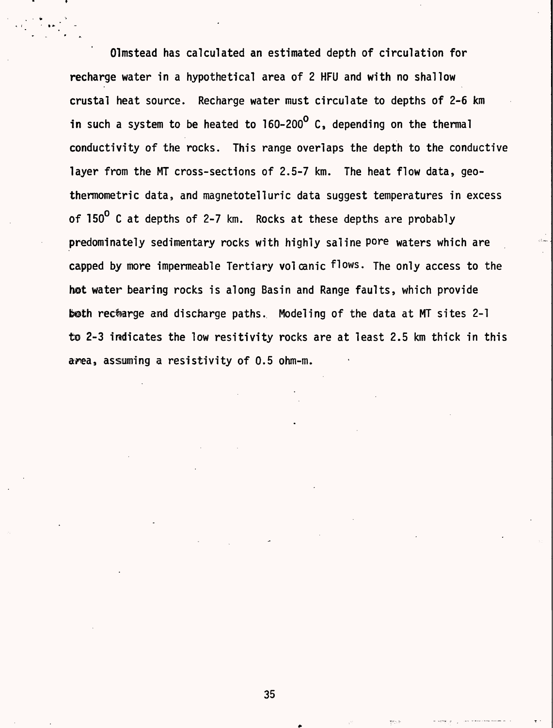Olmstead has calculated an estimated depth of circulation for recharge water in a hypothetical area of 2 HFU and with no shallow crustal heat source. Recharge water must circulate to depths of 2-6 km in such a system to be heated to 160-200$^{\circ}$ C, depending on the thermal conductivity of the rocks. This range overlaps the depth to the conductive layer from the MT cross-sections of 2.5-7 km. The heat flow data, geothermometric data, and magnetotelluric data suggest temperatures in excess of 150$^{\circ}$ C at depths of 2-7 km. Rocks at these depths are probably predominately sedimentary rocks with highly saline pore waters which are capped by more impermeable Tertiary volcanic flows. The only access to the hot water bearing rocks is along Basin and Range faults, which provide both recharge and discharge paths. Modeling of the data at MT sites 2-1 to 2-3 indicates the low resitivity rocks are at least 2.5 km thick in this area, assuming a resistivity of 0.5 ohm-m.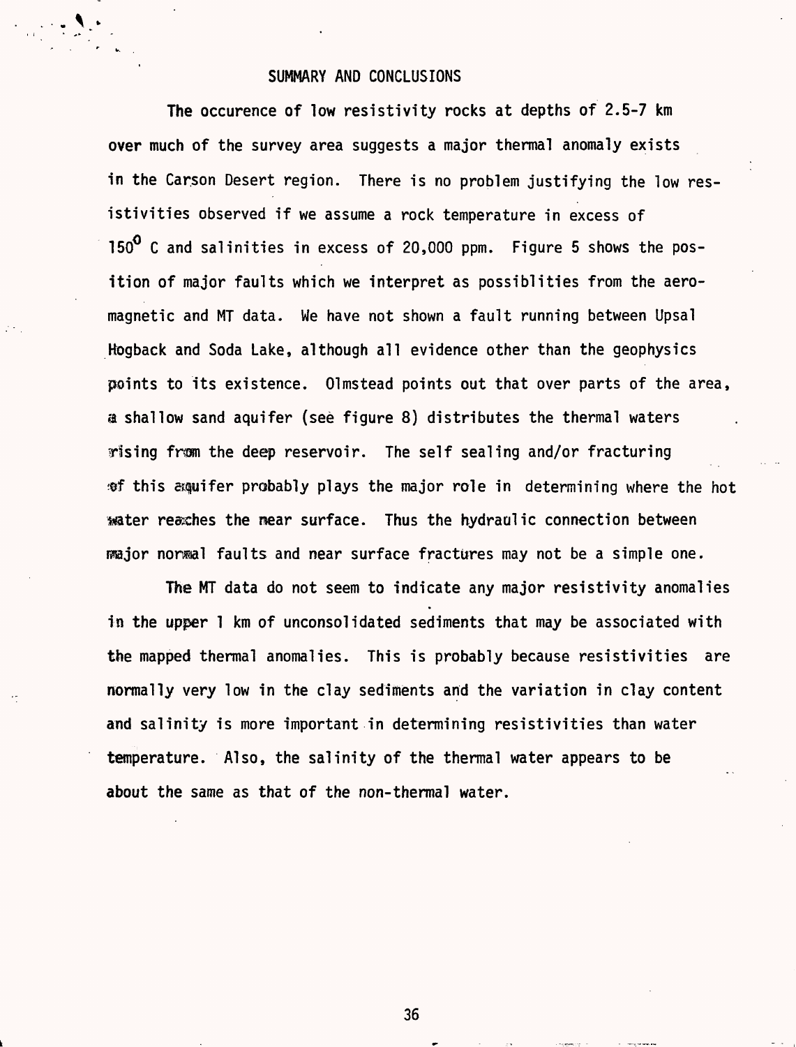# SUMMARY AND CONCLUSIONS

The occurence of low resistivity rocks at depths of 2.5-7 km over much of the survey area suggests a major thermal anomaly exists in the Carson Desert region. There is no problem justifying the low resistivities observed if we assume a rock temperature in excess of $150^0$ C and salinities in excess of 20,000 ppm. Figure 5 shows the position of major faults which we interpret as possiblities from the aeromagnetic and MT data. We have not shown a fault running between Upsal Hogback and Soda Lake, although all evidence other than the geophysics points to its existence. Olmstead points out that over parts of the area, a shallow sand aquifer (see figure 8) distributes the thermal waters rising from the deep reservoir. The self sealing and/or fracturing of this aquifer probably plays the major role in determining where the hot water reaches the near surface. Thus the hydraulic connection between major normal faults and near surface fractures may not be a simple one.

The MT data do not seem to indicate any major resistivity anomalies in the upper 1 km of unconsolidated sediments that may be associated with the mapped thermal anomalies. This is probably because resistivities are normally very low in the clay sediments and the variation in clay content and salinity is more important in determining resistivities than water temperature. Also, the salinity of the thermal water appears to be about the same as that of the non-thermal water.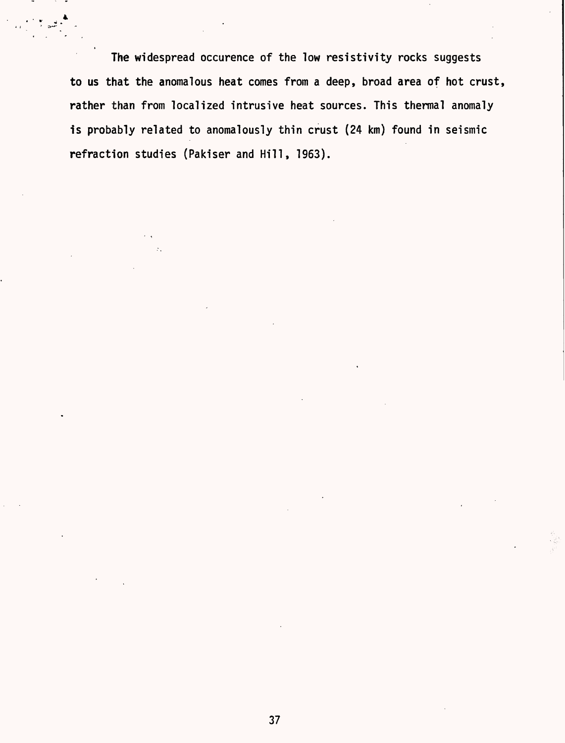The widespread occurence of the low resistivity rocks suggests to us that the anomalous heat comes from a deep, broad area of hot crust, rather than from localized intrusive heat sources. This thermal anomaly is probably related to anomalously thin crust (24 km) found in seismic refraction studies (Pakiser and Hill, 1963).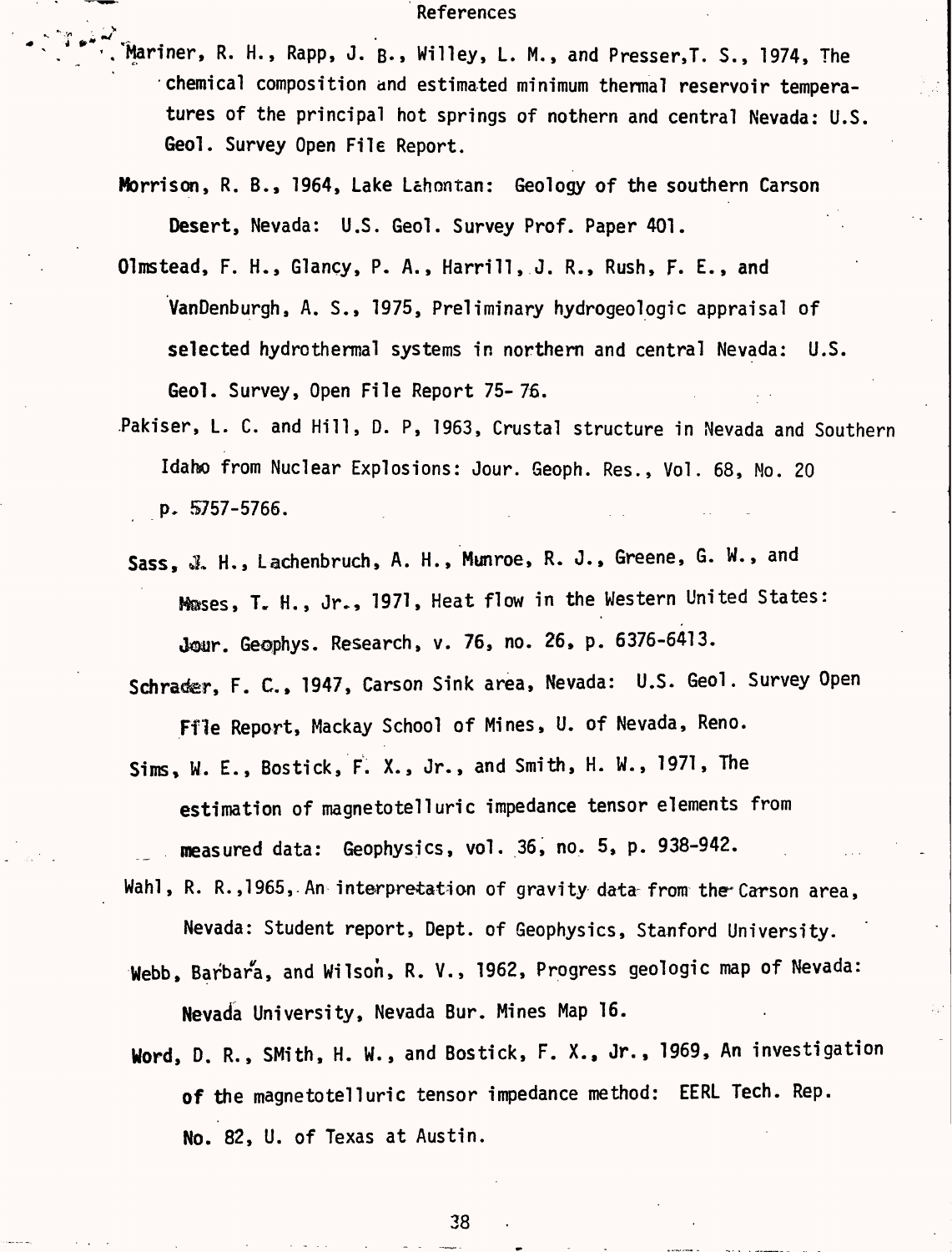References

Mariner, R. H., Rapp, J. B., Willey, L. M., and Presser,T. S., 1974, The chemical composition and estimated minimum thermal reservoir temperatures of the principal hot springs of nothern and central Nevada: U.S. Geol. Survey Open File Report.

Morrison, R. B., 1964, Lake Lahontan: Geology of the southern Carson Desert, Nevada: U.S. Geol. Survey Prof. Paper 401.

Olmstead, F. H., Glancy, P. A., Harrill, J. R., Rush, F. E., and VanDenburgh, A. S., 1975, Preliminary hydrogeologic appraisal of selected hydrothermal systems in northern and central Nevada: U.S. Geol. Survey, Open File Report 75- 76.

Pakiser, L. C. and Hill, D. P, 1963, Crustal structure in Nevada and Southern Idaho from Nuclear Explosions: Jour. Geoph. Res., Vol. 68, No. 20 p. 5757-5766.

Sass, J. H., Lachenbruch, A. H., Munroe, R. J., Greene, G. W., and Moses, T. H., Jr., 1971, Heat flow in the Western United States: Jour. Geophys. Research, v. 76, no. 26, p. 6376-6413.

Schrader, F. C., 1947, Carson Sink area, Nevada: U.S. Geol. Survey Open File Report, Mackay School of Mines, U. of Nevada, Reno.

Sims, W. E., Bostick, F. X., Jr., and Smith, H. W., 1971, The estimation of magnetotelluric impedance tensor elements from measured data: Geophysics, vol. 36, no. 5, p. 938-942.

Wahl, R. R.,1965, An interpretation of gravity data from the Carson area, Nevada: Student report, Dept. of Geophysics, Stanford University.

Webb, Barbara, and Wilson, R. V., 1962, Progress geologic map of Nevada: Nevada University, Nevada Bur. Mines Map 16.

Word, D. R., SMith, H. W., and Bostick, F. X., Jr., 1969, An investigation of the magnetotelluric tensor impedance method: EERL Tech. Rep. No. 82, U. of Texas at Austin.